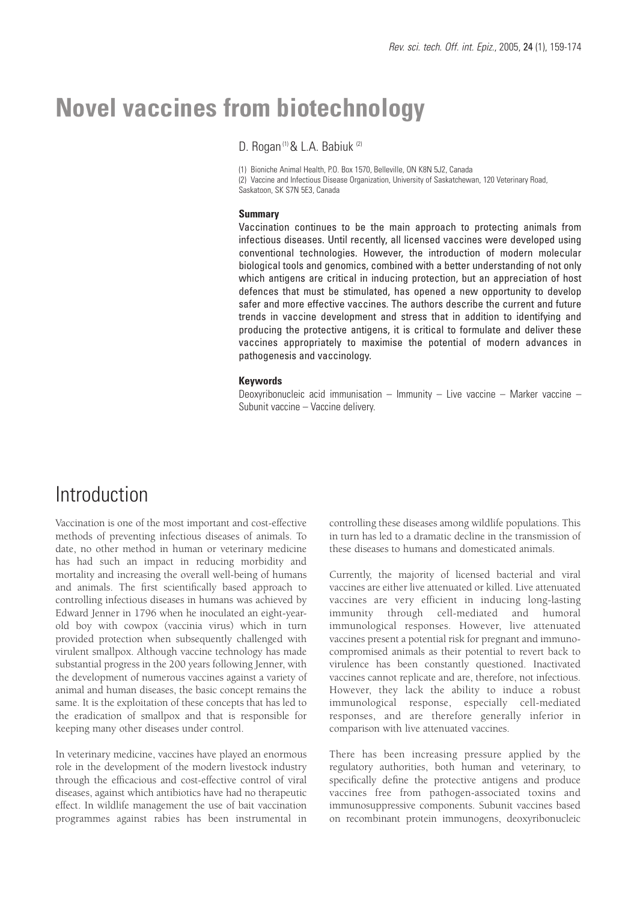# Novel vaccines from biotechnology

D. Rogan [1] & L.A. Babiuk [2]

(1) Bioniche Animal Health, P.O. Box 1570, Belleville, ON K8N 5J2, Canada
(2) Vaccine and Infectious Disease Organization, University of Saskatchewan, 120 Veterinary Road, Saskatoon, SK S7N 5E3, Canada

### Summary

Vaccination continues to be the main approach to protecting animals from infectious diseases. Until recently, all licensed vaccines were developed using conventional technologies. However, the introduction of modern molecular biological tools and genomics, combined with a better understanding of not only which antigens are critical in inducing protection, but an appreciation of host defences that must be stimulated, has opened a new opportunity to develop safer and more effective vaccines. The authors describe the current and future trends in vaccine development and stress that in addition to identifying and producing the protective antigens, it is critical to formulate and deliver these vaccines appropriately to maximise the potential of modern advances in pathogenesis and vaccinology.

### Keywords

Deoxyribonucleic acid immunisation – Immunity – Live vaccine – Marker vaccine – Subunit vaccine – Vaccine delivery.

## Introduction

Vaccination is one of the most important and cost-effective methods of preventing infectious diseases of animals. To date, no other method in human or veterinary medicine has had such an impact in reducing morbidity and mortality and increasing the overall well-being of humans and animals. The first scientifically based approach to controlling infectious diseases in humans was achieved by Edward Jenner in 1796 when he inoculated an eight-year-old boy with cowpox (vaccinia virus) which in turn provided protection when subsequently challenged with virulent smallpox. Although vaccine technology has made substantial progress in the 200 years following Jenner, with the development of numerous vaccines against a variety of animal and human diseases, the basic concept remains the same. It is the exploitation of these concepts that has led to the eradication of smallpox and that is responsible for keeping many other diseases under control.

In veterinary medicine, vaccines have played an enormous role in the development of the modern livestock industry through the efficacious and cost-effective control of viral diseases, against which antibiotics have had no therapeutic effect. In wildlife management the use of bait vaccination programmes against rabies has been instrumental in controlling these diseases among wildlife populations. This in turn has led to a dramatic decline in the transmission of these diseases to humans and domesticated animals.

Currently, the majority of licensed bacterial and viral vaccines are either live attenuated or killed. Live attenuated vaccines are very efficient in inducing long-lasting immunity through cell-mediated and humoral immunological responses. However, live attenuated vaccines present a potential risk for pregnant and immuno-compromised animals as their potential to revert back to virulence has been constantly questioned. Inactivated vaccines cannot replicate and are, therefore, not infectious. However, they lack the ability to induce a robust immunological response, especially cell-mediated responses, and are therefore generally inferior in comparison with live attenuated vaccines.

There has been increasing pressure applied by the regulatory authorities, both human and veterinary, to specifically define the protective antigens and produce vaccines free from pathogen-associated toxins and immunosuppressive components. Subunit vaccines based on recombinant protein immunogens, deoxyribonucleic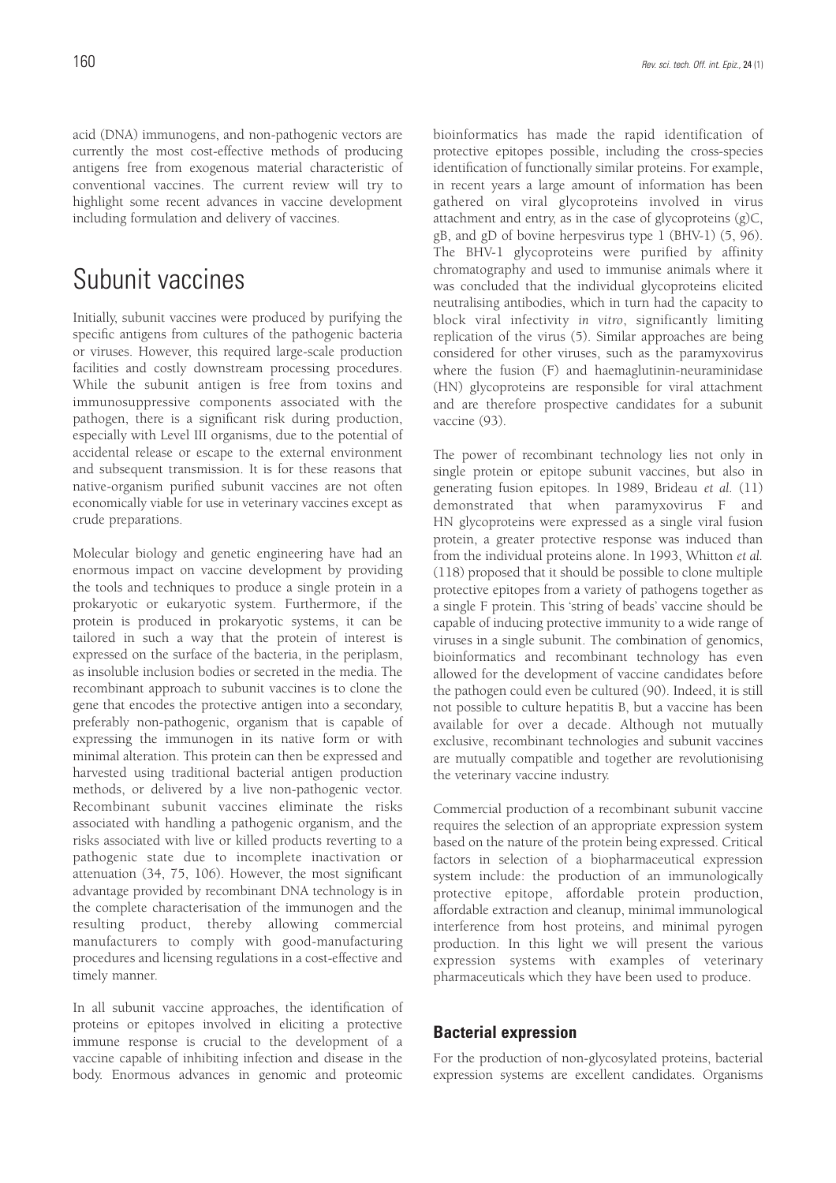acid (DNA) immunogens, and non-pathogenic vectors are currently the most cost-effective methods of producing antigens free from exogenous material characteristic of conventional vaccines. The current review will try to highlight some recent advances in vaccine development including formulation and delivery of vaccines.

# Subunit vaccines

Initially, subunit vaccines were produced by purifying the specific antigens from cultures of the pathogenic bacteria or viruses. However, this required large-scale production facilities and costly downstream processing procedures. While the subunit antigen is free from toxins and immunosuppressive components associated with the pathogen, there is a significant risk during production, especially with Level III organisms, due to the potential of accidental release or escape to the external environment and subsequent transmission. It is for these reasons that native-organism purified subunit vaccines are not often economically viable for use in veterinary vaccines except as crude preparations.

Molecular biology and genetic engineering have had an enormous impact on vaccine development by providing the tools and techniques to produce a single protein in a prokaryotic or eukaryotic system. Furthermore, if the protein is produced in prokaryotic systems, it can be tailored in such a way that the protein of interest is expressed on the surface of the bacteria, in the periplasm, as insoluble inclusion bodies or secreted in the media. The recombinant approach to subunit vaccines is to clone the gene that encodes the protective antigen into a secondary, preferably non-pathogenic, organism that is capable of expressing the immunogen in its native form or with minimal alteration. This protein can then be expressed and harvested using traditional bacterial antigen production methods, or delivered by a live non-pathogenic vector. Recombinant subunit vaccines eliminate the risks associated with handling a pathogenic organism, and the risks associated with live or killed products reverting to a pathogenic state due to incomplete inactivation or attenuation (34, 75, 106). However, the most significant advantage provided by recombinant DNA technology is in the complete characterisation of the immunogen and the resulting product, thereby allowing commercial manufacturers to comply with good-manufacturing procedures and licensing regulations in a cost-effective and timely manner.

In all subunit vaccine approaches, the identification of proteins or epitopes involved in eliciting a protective immune response is crucial to the development of a vaccine capable of inhibiting infection and disease in the body. Enormous advances in genomic and proteomic bioinformatics has made the rapid identification of protective epitopes possible, including the cross-species identification of functionally similar proteins. For example, in recent years a large amount of information has been gathered on viral glycoproteins involved in virus attachment and entry, as in the case of glycoproteins (g)C, gB, and gD of bovine herpesvirus type 1 (BHV-1) (5, 96). The BHV-1 glycoproteins were purified by affinity chromatography and used to immunise animals where it was concluded that the individual glycoproteins elicited neutralising antibodies, which in turn had the capacity to block viral infectivity *in vitro*, significantly limiting replication of the virus (5). Similar approaches are being considered for other viruses, such as the paramyxovirus where the fusion (F) and haemaglutinin-neuraminidase (HN) glycoproteins are responsible for viral attachment and are therefore prospective candidates for a subunit vaccine (93).

The power of recombinant technology lies not only in single protein or epitope subunit vaccines, but also in generating fusion epitopes. In 1989, Brideau *et al.* (11) demonstrated that when paramyxovirus F and HN glycoproteins were expressed as a single viral fusion protein, a greater protective response was induced than from the individual proteins alone. In 1993, Whitton *et al.* (118) proposed that it should be possible to clone multiple protective epitopes from a variety of pathogens together as a single F protein. This 'string of beads' vaccine should be capable of inducing protective immunity to a wide range of viruses in a single subunit. The combination of genomics, bioinformatics and recombinant technology has even allowed for the development of vaccine candidates before the pathogen could even be cultured (90). Indeed, it is still not possible to culture hepatitis B, but a vaccine has been available for over a decade. Although not mutually exclusive, recombinant technologies and subunit vaccines are mutually compatible and together are revolutionising the veterinary vaccine industry.

Commercial production of a recombinant subunit vaccine requires the selection of an appropriate expression system based on the nature of the protein being expressed. Critical factors in selection of a biopharmaceutical expression system include: the production of an immunologically protective epitope, affordable protein production, affordable extraction and cleanup, minimal immunological interference from host proteins, and minimal pyrogen production. In this light we will present the various expression systems with examples of veterinary pharmaceuticals which they have been used to produce.

### Bacterial expression

For the production of non-glycosylated proteins, bacterial expression systems are excellent candidates. Organisms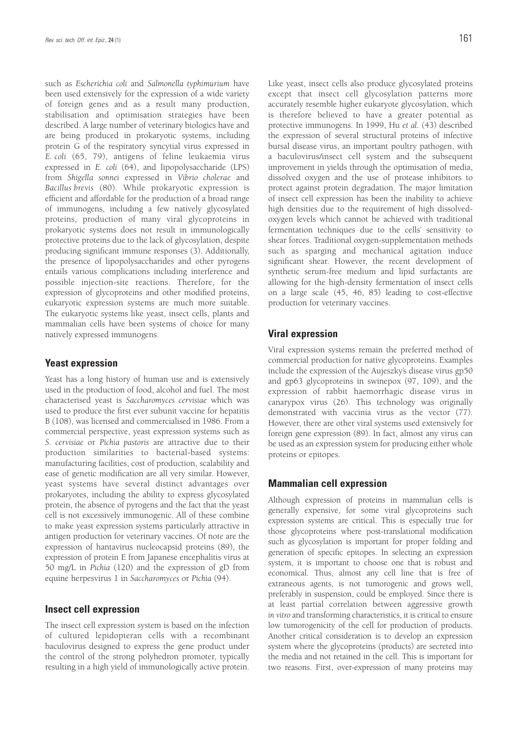such as *Escherichia coli* and *Salmonella typhimurium* have been used extensively for the expression of a wide variety of foreign genes and as a result many production, stabilisation and optimisation strategies have been described. A large number of veterinary biologics have and are being produced in prokaryotic systems, including protein G of the respiratory syncytial virus expressed in *E. coli* (65, 79), antigens of feline leukaemia virus expressed in *E. coli* (64), and lipopolysaccharide (LPS) from *Shigella sonnei* expressed in *Vibrio cholerae* and *Bacillus brevis* (80). While prokaryotic expression is efficient and affordable for the production of a broad range of immunogens, including a few natively glycosylated proteins, production of many viral glycoproteins in prokaryotic systems does not result in immunologically protective proteins due to the lack of glycosylation, despite producing significant immune responses (3). Additionally, the presence of lipopolysaccharides and other pyrogens entails various complications including interference and possible injection-site reactions. Therefore, for the expression of glycoproteins and other modified proteins, eukaryotic expression systems are much more suitable. The eukaryotic systems like yeast, insect cells, plants and mammalian cells have been systems of choice for many natively expressed immunogens.

## Yeast expression

Yeast has a long history of human use and is extensively used in the production of food, alcohol and fuel. The most characterised yeast is *Saccharomyces cervisiae* which was used to produce the first ever subunit vaccine for hepatitis B (108), was licensed and commercialised in 1986. From a commercial perspective, yeast expression systems such as *S. cervisiae* or *Pichia pastoris* are attractive due to their production similarities to bacterial-based systems: manufacturing facilities, cost of production, scalability and ease of genetic modification are all very similar. However, yeast systems have several distinct advantages over prokaryotes, including the ability to express glycosylated protein, the absence of pyrogens and the fact that the yeast cell is not excessively immunogenic. All of these combine to make yeast expression systems particularly attractive in antigen production for veterinary vaccines. Of note are the expression of hantavirus nucleocapsid proteins (89), the expression of protein E from Japanese encephalitis virus at 50 mg/L in *Pichia* (120) and the expression of gD from equine herpesvirus 1 in *Saccharomyces* or *Pichia* (94).

## Insect cell expression

The insect cell expression system is based on the infection of cultured lepidopteran cells with a recombinant baculovirus designed to express the gene product under the control of the strong polyhedron promoter, typically resulting in a high yield of immunologically active protein. Like yeast, insect cells also produce glycosylated proteins except that insect cell glycosylation patterns more accurately resemble higher eukaryote glycosylation, which is therefore believed to have a greater potential as protective immunogens. In 1999, Hu *et al.* (43) described the expression of several structural proteins of infective bursal disease virus, an important poultry pathogen, with a baculovirus/insect cell system and the subsequent improvement in yields through the optimisation of media, dissolved oxygen and the use of protease inhibitors to protect against protein degradation. The major limitation of insect cell expression has been the inability to achieve high densities due to the requirement of high dissolved-oxygen levels which cannot be achieved with traditional fermentation techniques due to the cells' sensitivity to shear forces. Traditional oxygen-supplementation methods such as sparging and mechanical agitation induce significant shear. However, the recent development of synthetic serum-free medium and lipid surfactants are allowing for the high-density fermentation of insect cells on a large scale (45, 46, 85) leading to cost-effective production for veterinary vaccines.

## Viral expression

Viral expression systems remain the preferred method of commercial production for native glycoproteins. Examples include the expression of the Aujeszky's disease virus gp50 and gp63 glycoproteins in swinepox (97, 109), and the expression of rabbit haemorrhagic disease virus in canarypox virus (26). This technology was originally demonstrated with vaccinia virus as the vector (77). However, there are other viral systems used extensively for foreign gene expression (89). In fact, almost any virus can be used as an expression system for producing either whole proteins or epitopes.

## Mammalian cell expression

Although expression of proteins in mammalian cells is generally expensive, for some viral glycoproteins such expression systems are critical. This is especially true for those glycoproteins where post-translational modification such as glycosylation is important for proper folding and generation of specific epitopes. In selecting an expression system, it is important to choose one that is robust and economical. Thus, almost any cell line that is free of extraneous agents, is not tumorogenic and grows well, preferably in suspension, could be employed. Since there is at least partial correlation between aggressive growth *in vitro* and transforming characteristics, it is critical to ensure low tumorogenicity of the cell for production of products. Another critical consideration is to develop an expression system where the glycoproteins (products) are secreted into the media and not retained in the cell. This is important for two reasons. First, over-expression of many proteins may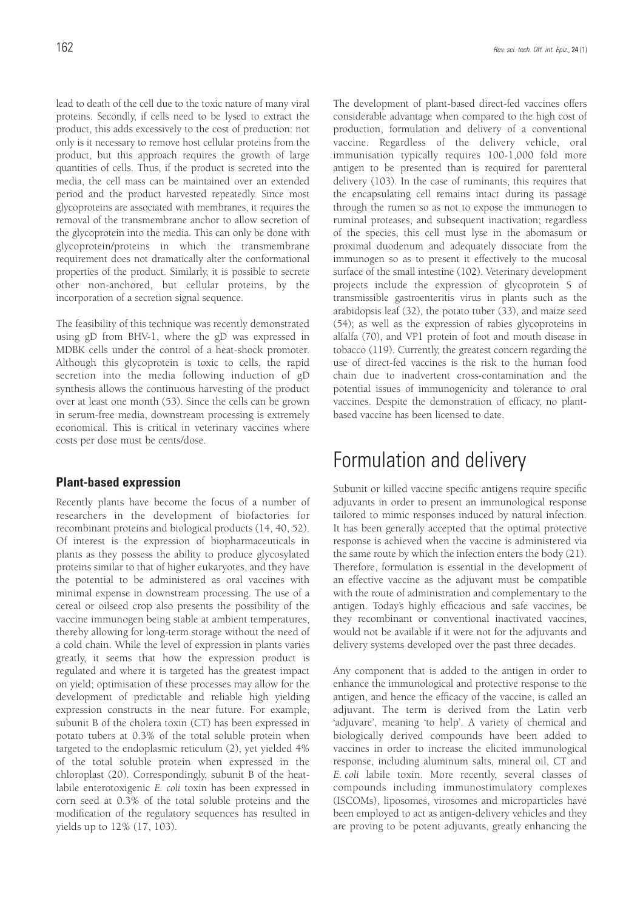lead to death of the cell due to the toxic nature of many viral proteins. Secondly, if cells need to be lysed to extract the product, this adds excessively to the cost of production: not only is it necessary to remove host cellular proteins from the product, but this approach requires the growth of large quantities of cells. Thus, if the product is secreted into the media, the cell mass can be maintained over an extended period and the product harvested repeatedly. Since most glycoproteins are associated with membranes, it requires the removal of the transmembrane anchor to allow secretion of the glycoprotein into the media. This can only be done with glycoprotein/proteins in which the transmembrane requirement does not dramatically alter the conformational properties of the product. Similarly, it is possible to secrete other non-anchored, but cellular proteins, by the incorporation of a secretion signal sequence.

The feasibility of this technique was recently demonstrated using gD from BHV-1, where the gD was expressed in MDBK cells under the control of a heat-shock promoter. Although this glycoprotein is toxic to cells, the rapid secretion into the media following induction of gD synthesis allows the continuous harvesting of the product over at least one month (53). Since the cells can be grown in serum-free media, downstream processing is extremely economical. This is critical in veterinary vaccines where costs per dose must be cents/dose.

### Plant-based expression

Recently plants have become the focus of a number of researchers in the development of biofactories for recombinant proteins and biological products (14, 40, 52). Of interest is the expression of biopharmaceuticals in plants as they possess the ability to produce glycosylated proteins similar to that of higher eukaryotes, and they have the potential to be administered as oral vaccines with minimal expense in downstream processing. The use of a cereal or oilseed crop also presents the possibility of the vaccine immunogen being stable at ambient temperatures, thereby allowing for long-term storage without the need of a cold chain. While the level of expression in plants varies greatly, it seems that how the expression product is regulated and where it is targeted has the greatest impact on yield; optimisation of these processes may allow for the development of predictable and reliable high yielding expression constructs in the near future. For example, subunit B of the cholera toxin (CT) has been expressed in potato tubers at 0.3% of the total soluble protein when targeted to the endoplasmic reticulum (2), yet yielded 4% of the total soluble protein when expressed in the chloroplast (20). Correspondingly, subunit B of the heat-labile enterotoxigenic *E. coli* toxin has been expressed in corn seed at 0.3% of the total soluble proteins and the modification of the regulatory sequences has resulted in yields up to 12% (17, 103).

The development of plant-based direct-fed vaccines offers considerable advantage when compared to the high cost of production, formulation and delivery of a conventional vaccine. Regardless of the delivery vehicle, oral immunisation typically requires 100-1,000 fold more antigen to be presented than is required for parenteral delivery (103). In the case of ruminants, this requires that the encapsulating cell remains intact during its passage through the rumen so as not to expose the immunogen to ruminal proteases, and subsequent inactivation; regardless of the species, this cell must lyse in the abomasum or proximal duodenum and adequately dissociate from the immunogen so as to present it effectively to the mucosal surface of the small intestine (102). Veterinary development projects include the expression of glycoprotein S of transmissible gastroenteritis virus in plants such as the arabidopsis leaf (32), the potato tuber (33), and maize seed (54); as well as the expression of rabies glycoproteins in alfalfa (70), and VP1 protein of foot and mouth disease in tobacco (119). Currently, the greatest concern regarding the use of direct-fed vaccines is the risk to the human food chain due to inadvertent cross-contamination and the potential issues of immunogenicity and tolerance to oral vaccines. Despite the demonstration of efficacy, no plant-based vaccine has been licensed to date.

## Formulation and delivery

Subunit or killed vaccine specific antigens require specific adjuvants in order to present an immunological response tailored to mimic responses induced by natural infection. It has been generally accepted that the optimal protective response is achieved when the vaccine is administered via the same route by which the infection enters the body (21). Therefore, formulation is essential in the development of an effective vaccine as the adjuvant must be compatible with the route of administration and complementary to the antigen. Today's highly efficacious and safe vaccines, be they recombinant or conventional inactivated vaccines, would not be available if it were not for the adjuvants and delivery systems developed over the past three decades.

Any component that is added to the antigen in order to enhance the immunological and protective response to the antigen, and hence the efficacy of the vaccine, is called an adjuvant. The term is derived from the Latin verb 'adjuvare', meaning 'to help'. A variety of chemical and biologically derived compounds have been added to vaccines in order to increase the elicited immunological response, including aluminum salts, mineral oil, CT and *E. coli* labile toxin. More recently, several classes of compounds including immunostimulatory complexes (ISCOMs), liposomes, virosomes and microparticles have been employed to act as antigen-delivery vehicles and they are proving to be potent adjuvants, greatly enhancing the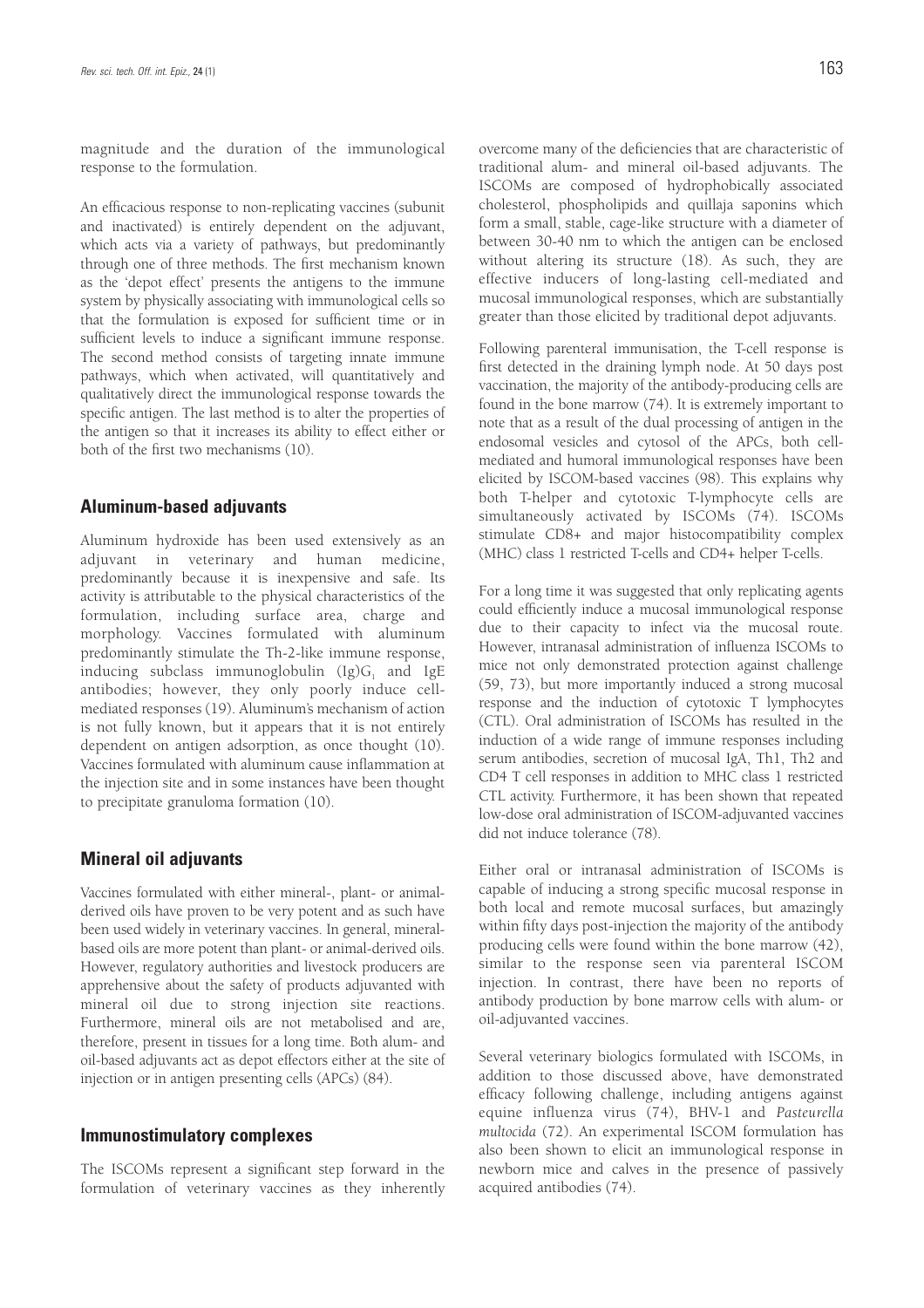magnitude and the duration of the immunological response to the formulation.

An efficacious response to non-replicating vaccines (subunit and inactivated) is entirely dependent on the adjuvant, which acts via a variety of pathways, but predominantly through one of three methods. The first mechanism known as the 'depot effect' presents the antigens to the immune system by physically associating with immunological cells so that the formulation is exposed for sufficient time or in sufficient levels to induce a significant immune response. The second method consists of targeting innate immune pathways, which when activated, will quantitatively and qualitatively direct the immunological response towards the specific antigen. The last method is to alter the properties of the antigen so that it increases its ability to effect either or both of the first two mechanisms (10).

## Aluminum-based adjuvants

Aluminum hydroxide has been used extensively as an adjuvant in veterinary and human medicine, predominantly because it is inexpensive and safe. Its activity is attributable to the physical characteristics of the formulation, including surface area, charge and morphology. Vaccines formulated with aluminum predominantly stimulate the Th-2-like immune response, inducing subclass immunoglobulin (Ig)$G_1$ and IgE antibodies; however, they only poorly induce cell-mediated responses (19). Aluminum's mechanism of action is not fully known, but it appears that it is not entirely dependent on antigen adsorption, as once thought (10). Vaccines formulated with aluminum cause inflammation at the injection site and in some instances have been thought to precipitate granuloma formation (10).

## Mineral oil adjuvants

Vaccines formulated with either mineral-, plant- or animal-derived oils have proven to be very potent and as such have been used widely in veterinary vaccines. In general, mineral-based oils are more potent than plant- or animal-derived oils. However, regulatory authorities and livestock producers are apprehensive about the safety of products adjuvanted with mineral oil due to strong injection site reactions. Furthermore, mineral oils are not metabolised and are, therefore, present in tissues for a long time. Both alum- and oil-based adjuvants act as depot effectors either at the site of injection or in antigen presenting cells (APCs) (84).

## Immunostimulatory complexes

The ISCOMs represent a significant step forward in the formulation of veterinary vaccines as they inherently overcome many of the deficiencies that are characteristic of traditional alum- and mineral oil-based adjuvants. The ISCOMs are composed of hydrophobically associated cholesterol, phospholipids and quillaja saponins which form a small, stable, cage-like structure with a diameter of between 30-40 nm to which the antigen can be enclosed without altering its structure (18). As such, they are effective inducers of long-lasting cell-mediated and mucosal immunological responses, which are substantially greater than those elicited by traditional depot adjuvants.

Following parenteral immunisation, the T-cell response is first detected in the draining lymph node. At 50 days post vaccination, the majority of the antibody-producing cells are found in the bone marrow (74). It is extremely important to note that as a result of the dual processing of antigen in the endosomal vesicles and cytosol of the APCs, both cell-mediated and humoral immunological responses have been elicited by ISCOM-based vaccines (98). This explains why both T-helper and cytotoxic T-lymphocyte cells are simultaneously activated by ISCOMs (74). ISCOMs stimulate CD8+ and major histocompatibility complex (MHC) class 1 restricted T-cells and CD4+ helper T-cells.

For a long time it was suggested that only replicating agents could efficiently induce a mucosal immunological response due to their capacity to infect via the mucosal route. However, intranasal administration of influenza ISCOMs to mice not only demonstrated protection against challenge (59, 73), but more importantly induced a strong mucosal response and the induction of cytotoxic T lymphocytes (CTL). Oral administration of ISCOMs has resulted in the induction of a wide range of immune responses including serum antibodies, secretion of mucosal IgA, Th1, Th2 and CD4 T cell responses in addition to MHC class 1 restricted CTL activity. Furthermore, it has been shown that repeated low-dose oral administration of ISCOM-adjuvanted vaccines did not induce tolerance (78).

Either oral or intranasal administration of ISCOMs is capable of inducing a strong specific mucosal response in both local and remote mucosal surfaces, but amazingly within fifty days post-injection the majority of the antibody producing cells were found within the bone marrow (42), similar to the response seen via parenteral ISCOM injection. In contrast, there have been no reports of antibody production by bone marrow cells with alum- or oil-adjuvanted vaccines.

Several veterinary biologics formulated with ISCOMs, in addition to those discussed above, have demonstrated efficacy following challenge, including antigens against equine influenza virus (74), BHV-1 and *Pasteurella multocida* (72). An experimental ISCOM formulation has also been shown to elicit an immunological response in newborn mice and calves in the presence of passively acquired antibodies (74).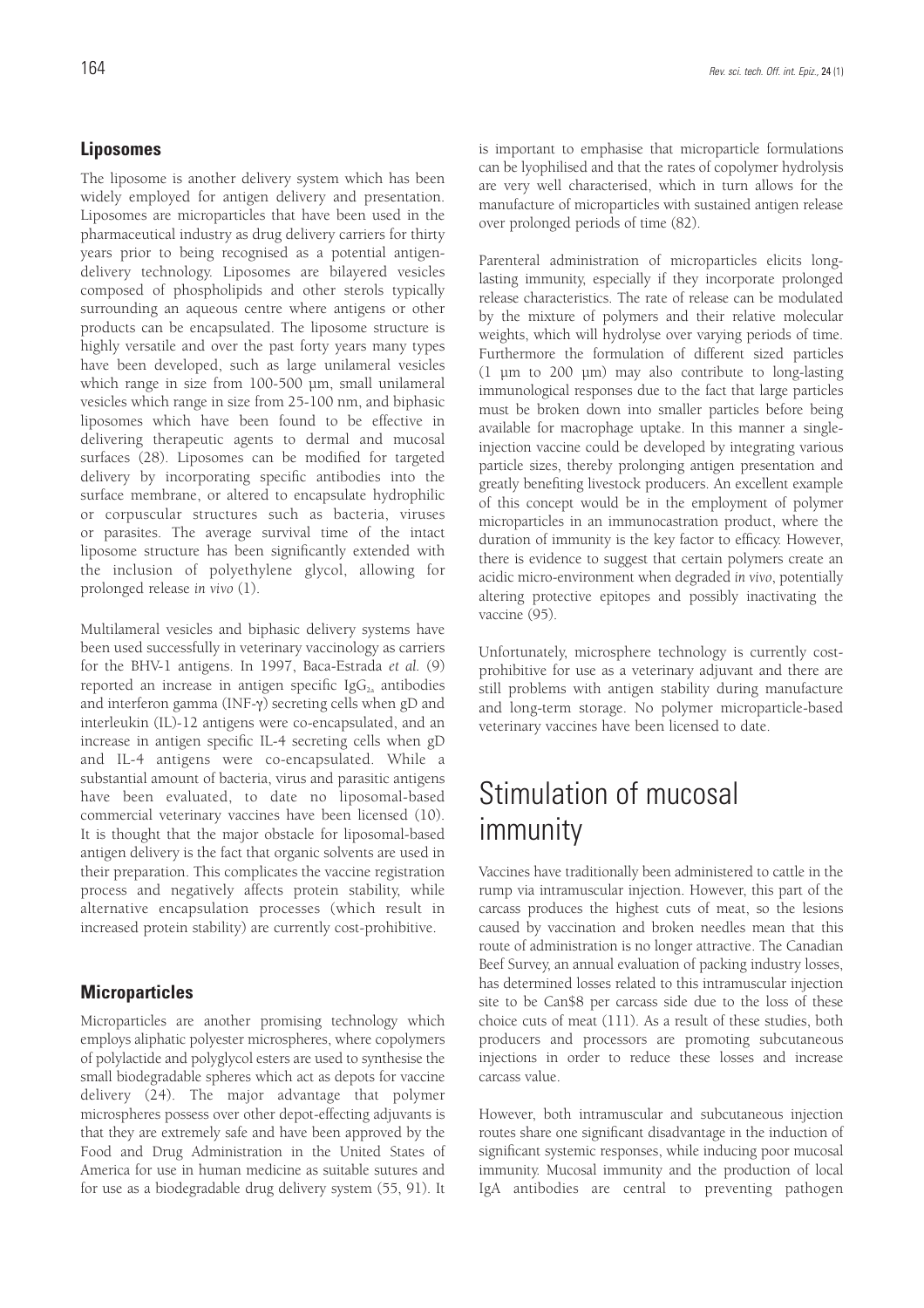## Liposomes

The liposome is another delivery system which has been widely employed for antigen delivery and presentation. Liposomes are microparticles that have been used in the pharmaceutical industry as drug delivery carriers for thirty years prior to being recognised as a potential antigen-delivery technology. Liposomes are bilayered vesicles composed of phospholipids and other sterols typically surrounding an aqueous centre where antigens or other products can be encapsulated. The liposome structure is highly versatile and over the past forty years many types have been developed, such as large unilameral vesicles which range in size from 100-500 µm, small unilameral vesicles which range in size from 25-100 nm, and biphasic liposomes which have been found to be effective in delivering therapeutic agents to dermal and mucosal surfaces (28). Liposomes can be modified for targeted delivery by incorporating specific antibodies into the surface membrane, or altered to encapsulate hydrophilic or corpuscular structures such as bacteria, viruses or parasites. The average survival time of the intact liposome structure has been significantly extended with the inclusion of polyethylene glycol, allowing for prolonged release *in vivo* (1).

Multilameral vesicles and biphasic delivery systems have been used successfully in veterinary vaccinology as carriers for the BHV-1 antigens. In 1997, Baca-Estrada *et al.* (9) reported an increase in antigen specific $IgG_{2a}$ antibodies and interferon gamma (INF-γ) secreting cells when gD and interleukin (IL)-12 antigens were co-encapsulated, and an increase in antigen specific IL-4 secreting cells when gD and IL-4 antigens were co-encapsulated. While a substantial amount of bacteria, virus and parasitic antigens have been evaluated, to date no liposomal-based commercial veterinary vaccines have been licensed (10). It is thought that the major obstacle for liposomal-based antigen delivery is the fact that organic solvents are used in their preparation. This complicates the vaccine registration process and negatively affects protein stability, while alternative encapsulation processes (which result in increased protein stability) are currently cost-prohibitive.

## Microparticles

Microparticles are another promising technology which employs aliphatic polyester microspheres, where copolymers of polylactide and polyglycol esters are used to synthesise the small biodegradable spheres which act as depots for vaccine delivery (24). The major advantage that polymer microspheres possess over other depot-effecting adjuvants is that they are extremely safe and have been approved by the Food and Drug Administration in the United States of America for use in human medicine as suitable sutures and for use as a biodegradable drug delivery system (55, 91). It is important to emphasise that microparticle formulations can be lyophilised and that the rates of copolymer hydrolysis are very well characterised, which in turn allows for the manufacture of microparticles with sustained antigen release over prolonged periods of time (82).

Parenteral administration of microparticles elicits long-lasting immunity, especially if they incorporate prolonged release characteristics. The rate of release can be modulated by the mixture of polymers and their relative molecular weights, which will hydrolyse over varying periods of time. Furthermore the formulation of different sized particles (1 µm to 200 µm) may also contribute to long-lasting immunological responses due to the fact that large particles must be broken down into smaller particles before being available for macrophage uptake. In this manner a single-injection vaccine could be developed by integrating various particle sizes, thereby prolonging antigen presentation and greatly benefiting livestock producers. An excellent example of this concept would be in the employment of polymer microparticles in an immunocastration product, where the duration of immunity is the key factor to efficacy. However, there is evidence to suggest that certain polymers create an acidic micro-environment when degraded *in vivo*, potentially altering protective epitopes and possibly inactivating the vaccine (95).

Unfortunately, microsphere technology is currently cost-prohibitive for use as a veterinary adjuvant and there are still problems with antigen stability during manufacture and long-term storage. No polymer microparticle-based veterinary vaccines have been licensed to date.

# Stimulation of mucosal immunity

Vaccines have traditionally been administered to cattle in the rump via intramuscular injection. However, this part of the carcass produces the highest cuts of meat, so the lesions caused by vaccination and broken needles mean that this route of administration is no longer attractive. The Canadian Beef Survey, an annual evaluation of packing industry losses, has determined losses related to this intramuscular injection site to be Can$8 per carcass side due to the loss of these choice cuts of meat (111). As a result of these studies, both producers and processors are promoting subcutaneous injections in order to reduce these losses and increase carcass value.

However, both intramuscular and subcutaneous injection routes share one significant disadvantage in the induction of significant systemic responses, while inducing poor mucosal immunity. Mucosal immunity and the production of local IgA antibodies are central to preventing pathogen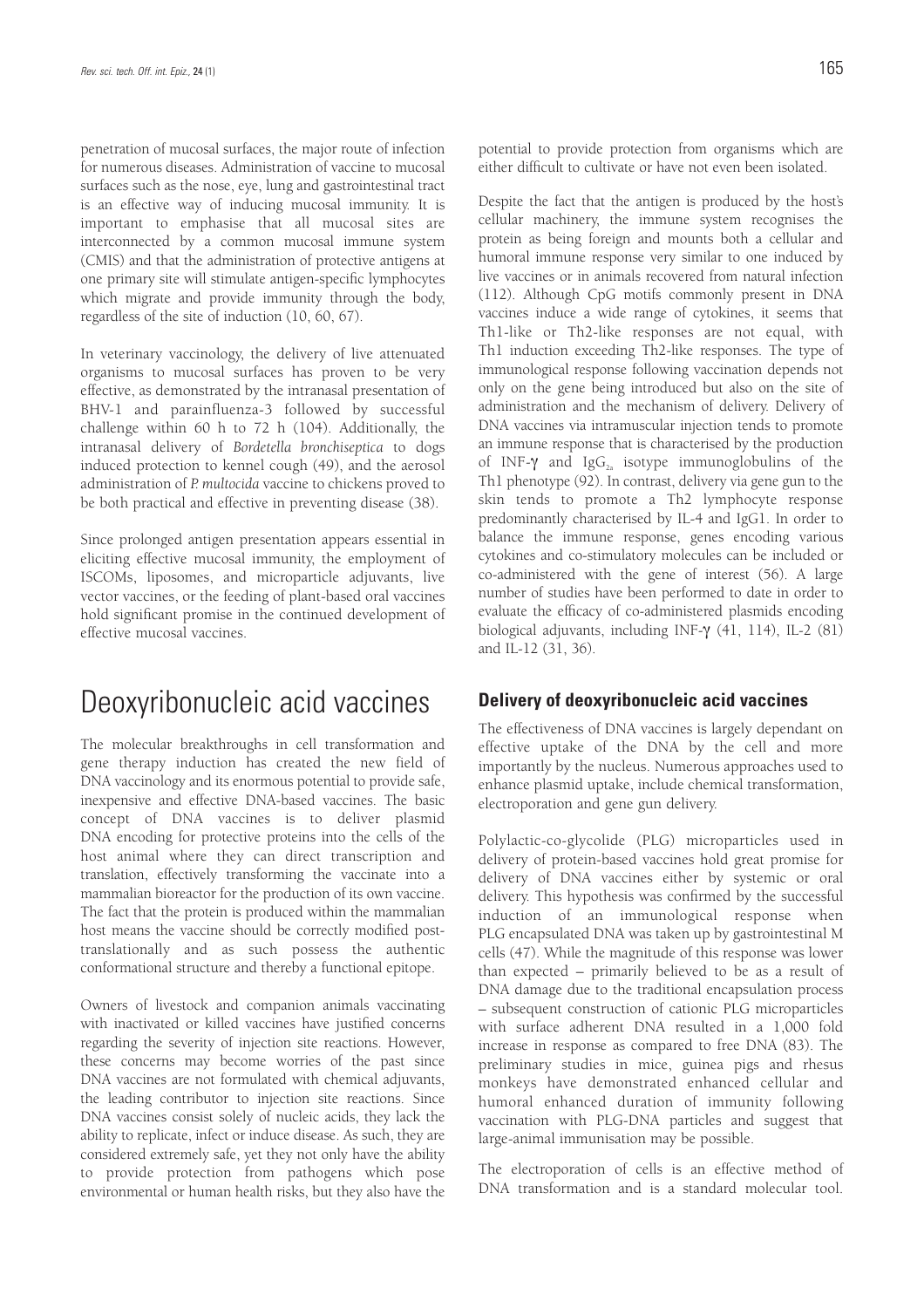penetration of mucosal surfaces, the major route of infection for numerous diseases. Administration of vaccine to mucosal surfaces such as the nose, eye, lung and gastrointestinal tract is an effective way of inducing mucosal immunity. It is important to emphasise that all mucosal sites are interconnected by a common mucosal immune system (CMIS) and that the administration of protective antigens at one primary site will stimulate antigen-specific lymphocytes which migrate and provide immunity through the body, regardless of the site of induction (10, 60, 67).

In veterinary vaccinology, the delivery of live attenuated organisms to mucosal surfaces has proven to be very effective, as demonstrated by the intranasal presentation of BHV-1 and parainfluenza-3 followed by successful challenge within 60 h to 72 h (104). Additionally, the intranasal delivery of *Bordetella bronchiseptica* to dogs induced protection to kennel cough (49), and the aerosol administration of *P. multocida* vaccine to chickens proved to be both practical and effective in preventing disease (38).

Since prolonged antigen presentation appears essential in eliciting effective mucosal immunity, the employment of ISCOMs, liposomes, and microparticle adjuvants, live vector vaccines, or the feeding of plant-based oral vaccines hold significant promise in the continued development of effective mucosal vaccines.

# Deoxyribonucleic acid vaccines

The molecular breakthroughs in cell transformation and gene therapy induction has created the new field of DNA vaccinology and its enormous potential to provide safe, inexpensive and effective DNA-based vaccines. The basic concept of DNA vaccines is to deliver plasmid DNA encoding for protective proteins into the cells of the host animal where they can direct transcription and translation, effectively transforming the vaccinate into a mammalian bioreactor for the production of its own vaccine. The fact that the protein is produced within the mammalian host means the vaccine should be correctly modified post-translationally and as such possess the authentic conformational structure and thereby a functional epitope.

Owners of livestock and companion animals vaccinating with inactivated or killed vaccines have justified concerns regarding the severity of injection site reactions. However, these concerns may become worries of the past since DNA vaccines are not formulated with chemical adjuvants, the leading contributor to injection site reactions. Since DNA vaccines consist solely of nucleic acids, they lack the ability to replicate, infect or induce disease. As such, they are considered extremely safe, yet they not only have the ability to provide protection from pathogens which pose environmental or human health risks, but they also have the potential to provide protection from organisms which are either difficult to cultivate or have not even been isolated.

Despite the fact that the antigen is produced by the host's cellular machinery, the immune system recognises the protein as being foreign and mounts both a cellular and humoral immune response very similar to one induced by live vaccines or in animals recovered from natural infection (112). Although CpG motifs commonly present in DNA vaccines induce a wide range of cytokines, it seems that Th1-like or Th2-like responses are not equal, with Th1 induction exceeding Th2-like responses. The type of immunological response following vaccination depends not only on the gene being introduced but also on the site of administration and the mechanism of delivery. Delivery of DNA vaccines via intramuscular injection tends to promote an immune response that is characterised by the production of INF-$\gamma$ and $IgG_{2a}$ isotype immunoglobulins of the Th1 phenotype (92). In contrast, delivery via gene gun to the skin tends to promote a Th2 lymphocyte response predominantly characterised by IL-4 and IgG1. In order to balance the immune response, genes encoding various cytokines and co-stimulatory molecules can be included or co-administered with the gene of interest (56). A large number of studies have been performed to date in order to evaluate the efficacy of co-administered plasmids encoding biological adjuvants, including INF-$\gamma$ (41, 114), IL-2 (81) and IL-12 (31, 36).

## Delivery of deoxyribonucleic acid vaccines

The effectiveness of DNA vaccines is largely dependant on effective uptake of the DNA by the cell and more importantly by the nucleus. Numerous approaches used to enhance plasmid uptake, include chemical transformation, electroporation and gene gun delivery.

Polylactic-co-glycolide (PLG) microparticles used in delivery of protein-based vaccines hold great promise for delivery of DNA vaccines either by systemic or oral delivery. This hypothesis was confirmed by the successful induction of an immunological response when PLG encapsulated DNA was taken up by gastrointestinal M cells (47). While the magnitude of this response was lower than expected – primarily believed to be as a result of DNA damage due to the traditional encapsulation process – subsequent construction of cationic PLG microparticles with surface adherent DNA resulted in a 1,000 fold increase in response as compared to free DNA (83). The preliminary studies in mice, guinea pigs and rhesus monkeys have demonstrated enhanced cellular and humoral enhanced duration of immunity following vaccination with PLG-DNA particles and suggest that large-animal immunisation may be possible.

The electroporation of cells is an effective method of DNA transformation and is a standard molecular tool.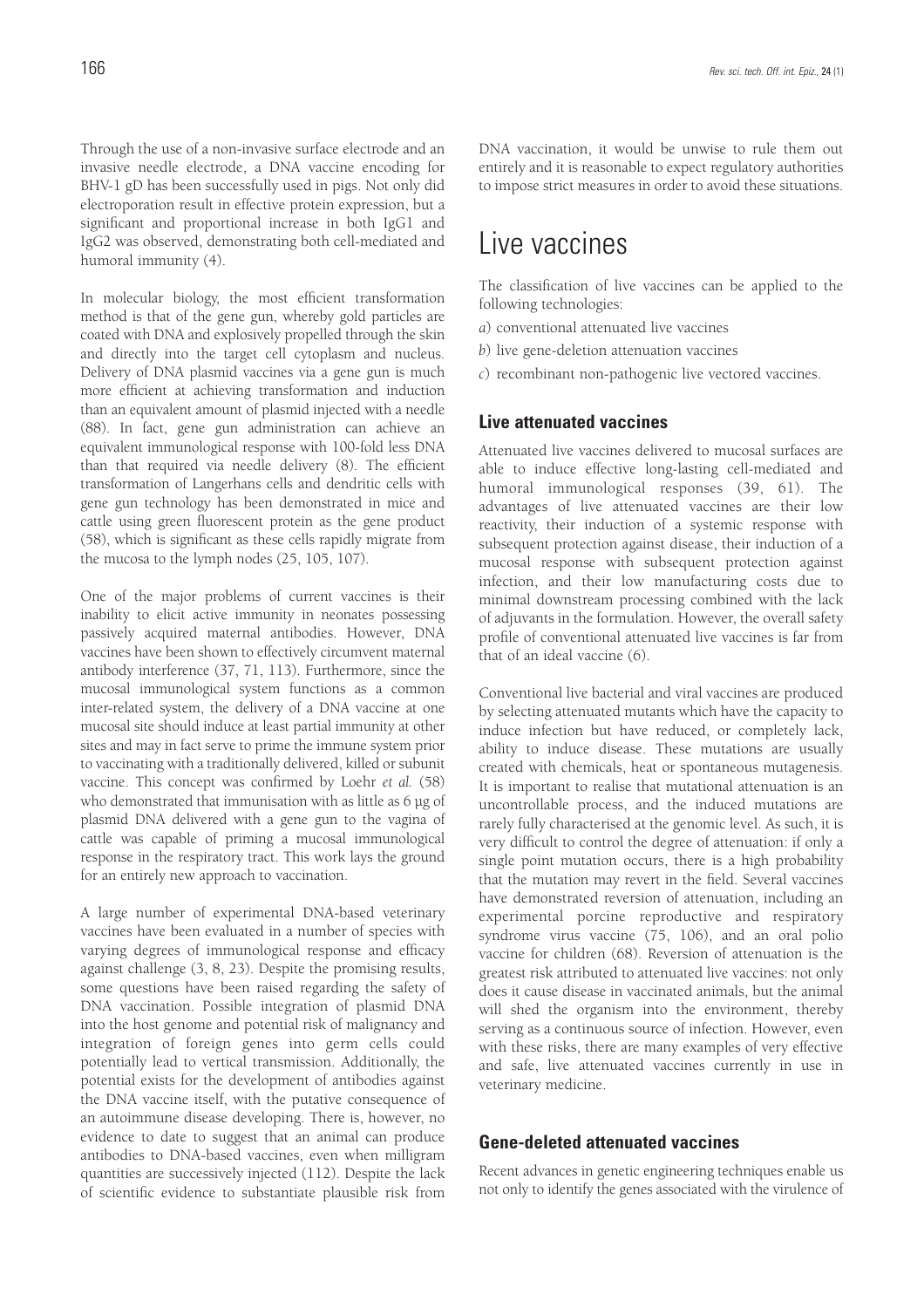Through the use of a non-invasive surface electrode and an invasive needle electrode, a DNA vaccine encoding for BHV-1 gD has been successfully used in pigs. Not only did electroporation result in effective protein expression, but a significant and proportional increase in both IgG1 and IgG2 was observed, demonstrating both cell-mediated and humoral immunity (4).

In molecular biology, the most efficient transformation method is that of the gene gun, whereby gold particles are coated with DNA and explosively propelled through the skin and directly into the target cell cytoplasm and nucleus. Delivery of DNA plasmid vaccines via a gene gun is much more efficient at achieving transformation and induction than an equivalent amount of plasmid injected with a needle (88). In fact, gene gun administration can achieve an equivalent immunological response with 100-fold less DNA than that required via needle delivery (8). The efficient transformation of Langerhans cells and dendritic cells with gene gun technology has been demonstrated in mice and cattle using green fluorescent protein as the gene product (58), which is significant as these cells rapidly migrate from the mucosa to the lymph nodes (25, 105, 107).

One of the major problems of current vaccines is their inability to elicit active immunity in neonates possessing passively acquired maternal antibodies. However, DNA vaccines have been shown to effectively circumvent maternal antibody interference (37, 71, 113). Furthermore, since the mucosal immunological system functions as a common inter-related system, the delivery of a DNA vaccine at one mucosal site should induce at least partial immunity at other sites and may in fact serve to prime the immune system prior to vaccinating with a traditionally delivered, killed or subunit vaccine. This concept was confirmed by Loehr *et al.* (58) who demonstrated that immunisation with as little as 6 µg of plasmid DNA delivered with a gene gun to the vagina of cattle was capable of priming a mucosal immunological response in the respiratory tract. This work lays the ground for an entirely new approach to vaccination.

A large number of experimental DNA-based veterinary vaccines have been evaluated in a number of species with varying degrees of immunological response and efficacy against challenge (3, 8, 23). Despite the promising results, some questions have been raised regarding the safety of DNA vaccination. Possible integration of plasmid DNA into the host genome and potential risk of malignancy and integration of foreign genes into germ cells could potentially lead to vertical transmission. Additionally, the potential exists for the development of antibodies against the DNA vaccine itself, with the putative consequence of an autoimmune disease developing. There is, however, no evidence to date to suggest that an animal can produce antibodies to DNA-based vaccines, even when milligram quantities are successively injected (112). Despite the lack of scientific evidence to substantiate plausible risk from DNA vaccination, it would be unwise to rule them out entirely and it is reasonable to expect regulatory authorities to impose strict measures in order to avoid these situations.

# Live vaccines

The classification of live vaccines can be applied to the following technologies:

*a*) conventional attenuated live vaccines

*b*) live gene-deletion attenuation vaccines

*c*) recombinant non-pathogenic live vectored vaccines.

## Live attenuated vaccines

Attenuated live vaccines delivered to mucosal surfaces are able to induce effective long-lasting cell-mediated and humoral immunological responses (39, 61). The advantages of live attenuated vaccines are their low reactivity, their induction of a systemic response with subsequent protection against disease, their induction of a mucosal response with subsequent protection against infection, and their low manufacturing costs due to minimal downstream processing combined with the lack of adjuvants in the formulation. However, the overall safety profile of conventional attenuated live vaccines is far from that of an ideal vaccine (6).

Conventional live bacterial and viral vaccines are produced by selecting attenuated mutants which have the capacity to induce infection but have reduced, or completely lack, ability to induce disease. These mutations are usually created with chemicals, heat or spontaneous mutagenesis. It is important to realise that mutational attenuation is an uncontrollable process, and the induced mutations are rarely fully characterised at the genomic level. As such, it is very difficult to control the degree of attenuation: if only a single point mutation occurs, there is a high probability that the mutation may revert in the field. Several vaccines have demonstrated reversion of attenuation, including an experimental porcine reproductive and respiratory syndrome virus vaccine (75, 106), and an oral polio vaccine for children (68). Reversion of attenuation is the greatest risk attributed to attenuated live vaccines: not only does it cause disease in vaccinated animals, but the animal will shed the organism into the environment, thereby serving as a continuous source of infection. However, even with these risks, there are many examples of very effective and safe, live attenuated vaccines currently in use in veterinary medicine.

## Gene-deleted attenuated vaccines

Recent advances in genetic engineering techniques enable us not only to identify the genes associated with the virulence of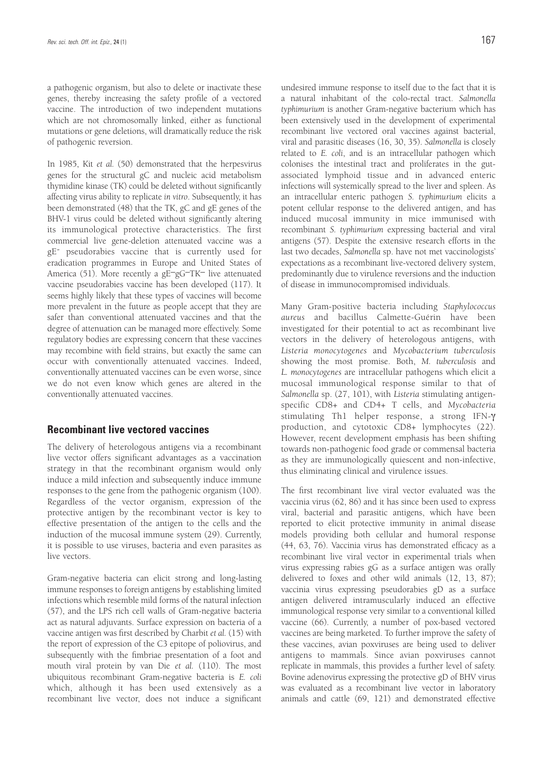a pathogenic organism, but also to delete or inactivate these genes, thereby increasing the safety profile of a vectored vaccine. The introduction of two independent mutations which are not chromosomally linked, either as functional mutations or gene deletions, will dramatically reduce the risk of pathogenic reversion.

In 1985, Kit *et al.* (50) demonstrated that the herpesvirus genes for the structural gC and nucleic acid metabolism thymidine kinase (TK) could be deleted without significantly affecting virus ability to replicate *in vitro*. Subsequently, it has been demonstrated (48) that the TK, gC and gE genes of the BHV-1 virus could be deleted without significantly altering its immunological protective characteristics. The first commercial live gene-deletion attenuated vaccine was a $gE^-$ pseudorabies vaccine that is currently used for eradication programmes in Europe and United States of America (51). More recently a $gE^-gG^-TK^-$ live attenuated vaccine pseudorabies vaccine has been developed (117). It seems highly likely that these types of vaccines will become more prevalent in the future as people accept that they are safer than conventional attenuated vaccines and that the degree of attenuation can be managed more effectively. Some regulatory bodies are expressing concern that these vaccines may recombine with field strains, but exactly the same can occur with conventionally attenuated vaccines. Indeed, conventionally attenuated vaccines can be even worse, since we do not even know which genes are altered in the conventionally attenuated vaccines.

## Recombinant live vectored vaccines

The delivery of heterologous antigens via a recombinant live vector offers significant advantages as a vaccination strategy in that the recombinant organism would only induce a mild infection and subsequently induce immune responses to the gene from the pathogenic organism (100). Regardless of the vector organism, expression of the protective antigen by the recombinant vector is key to effective presentation of the antigen to the cells and the induction of the mucosal immune system (29). Currently, it is possible to use viruses, bacteria and even parasites as live vectors.

Gram-negative bacteria can elicit strong and long-lasting immune responses to foreign antigens by establishing limited infections which resemble mild forms of the natural infection (57), and the LPS rich cell walls of Gram-negative bacteria act as natural adjuvants. Surface expression on bacteria of a vaccine antigen was first described by Charbit *et al.* (15) with the report of expression of the C3 epitope of poliovirus, and subsequently with the fimbriae presentation of a foot and mouth viral protein by van Die *et al.* (110). The most ubiquitous recombinant Gram-negative bacteria is *E. coli* which, although it has been used extensively as a recombinant live vector, does not induce a significant undesired immune response to itself due to the fact that it is a natural inhabitant of the colo-rectal tract. *Salmonella typhimurium* is another Gram-negative bacterium which has been extensively used in the development of experimental recombinant live vectored oral vaccines against bacterial, viral and parasitic diseases (16, 30, 35). *Salmonella* is closely related to *E. coli*, and is an intracellular pathogen which colonises the intestinal tract and proliferates in the gut-associated lymphoid tissue and in advanced enteric infections will systemically spread to the liver and spleen. As an intracellular enteric pathogen *S. typhimurium* elicits a potent cellular response to the delivered antigen, and has induced mucosal immunity in mice immunised with recombinant *S. typhimurium* expressing bacterial and viral antigens (57). Despite the extensive research efforts in the last two decades, *Salmonella* sp. have not met vaccinologists' expectations as a recombinant live-vectored delivery system, predominantly due to virulence reversions and the induction of disease in immunocompromised individuals.

Many Gram-positive bacteria including *Staphylococcus aureus* and bacillus Calmette-Guérin have been investigated for their potential to act as recombinant live vectors in the delivery of heterologous antigens, with *Listeria monocytogenes* and *Mycobacterium tuberculosis* showing the most promise. Both, *M. tuberculosis* and *L. monocytogenes* are intracellular pathogens which elicit a mucosal immunological response similar to that of *Salmonella* sp. (27, 101), with *Listeria* stimulating antigen-specific CD8+ and CD4+ T cells, and *Mycobacteria* stimulating Th1 helper response, a strong IFN-$\gamma$ production, and cytotoxic CD8+ lymphocytes (22). However, recent development emphasis has been shifting towards non-pathogenic food grade or commensal bacteria as they are immunologically quiescent and non-infective, thus eliminating clinical and virulence issues.

The first recombinant live viral vector evaluated was the vaccinia virus (62, 86) and it has since been used to express viral, bacterial and parasitic antigens, which have been reported to elicit protective immunity in animal disease models providing both cellular and humoral response (44, 63, 76). Vaccinia virus has demonstrated efficacy as a recombinant live viral vector in experimental trials when virus expressing rabies gG as a surface antigen was orally delivered to foxes and other wild animals (12, 13, 87); vaccinia virus expressing pseudorabies gD as a surface antigen delivered intramuscularly induced an effective immunological response very similar to a conventional killed vaccine (66). Currently, a number of pox-based vectored vaccines are being marketed. To further improve the safety of these vaccines, avian poxviruses are being used to deliver antigens to mammals. Since avian poxviruses cannot replicate in mammals, this provides a further level of safety. Bovine adenovirus expressing the protective gD of BHV virus was evaluated as a recombinant live vector in laboratory animals and cattle (69, 121) and demonstrated effective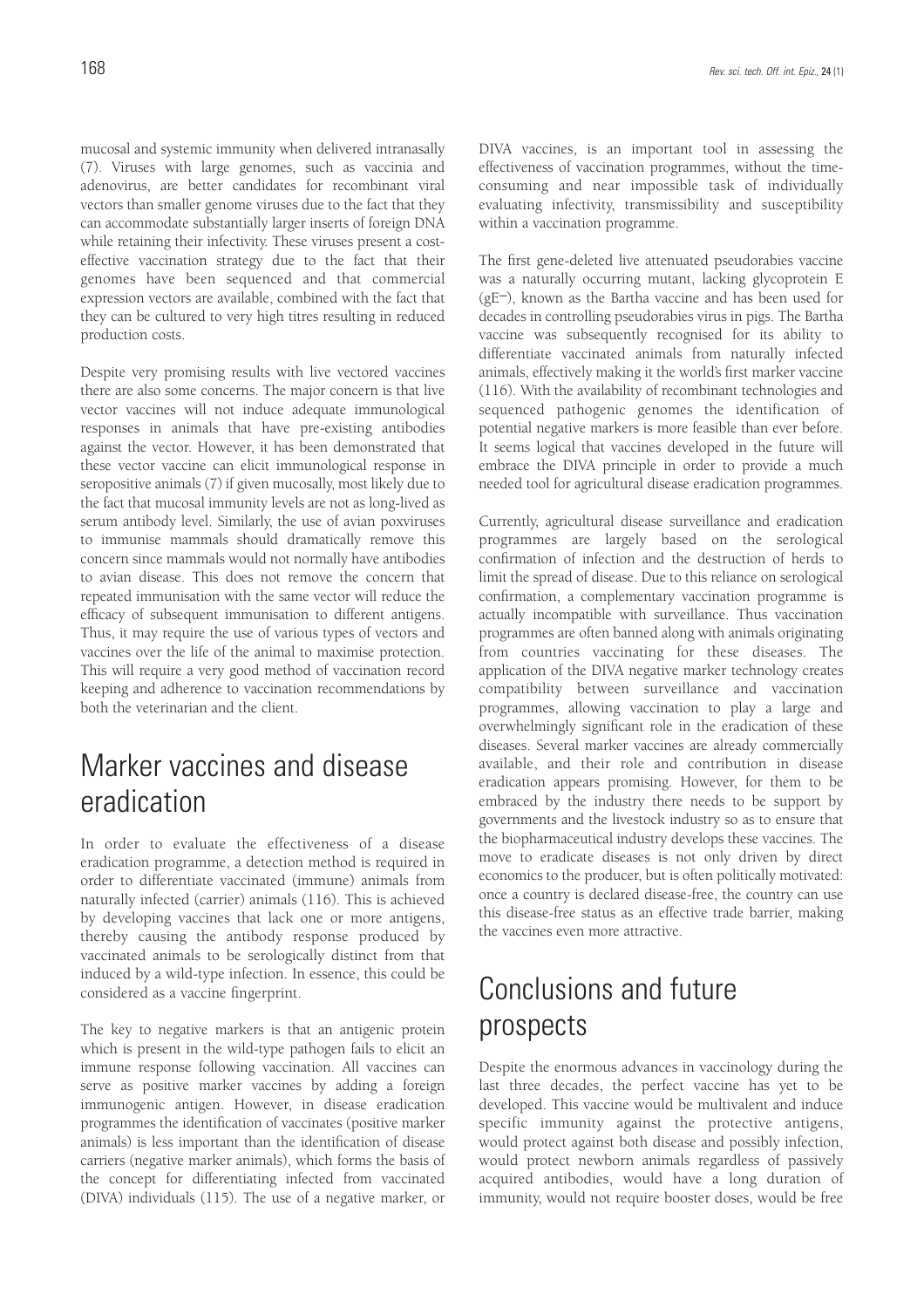mucosal and systemic immunity when delivered intranasally (7). Viruses with large genomes, such as vaccinia and adenovirus, are better candidates for recombinant viral vectors than smaller genome viruses due to the fact that they can accommodate substantially larger inserts of foreign DNA while retaining their infectivity. These viruses present a cost-effective vaccination strategy due to the fact that their genomes have been sequenced and that commercial expression vectors are available, combined with the fact that they can be cultured to very high titres resulting in reduced production costs.

Despite very promising results with live vectored vaccines there are also some concerns. The major concern is that live vector vaccines will not induce adequate immunological responses in animals that have pre-existing antibodies against the vector. However, it has been demonstrated that these vector vaccine can elicit immunological response in seropositive animals (7) if given mucosally, most likely due to the fact that mucosal immunity levels are not as long-lived as serum antibody level. Similarly, the use of avian poxviruses to immunise mammals should dramatically remove this concern since mammals would not normally have antibodies to avian disease. This does not remove the concern that repeated immunisation with the same vector will reduce the efficacy of subsequent immunisation to different antigens. Thus, it may require the use of various types of vectors and vaccines over the life of the animal to maximise protection. This will require a very good method of vaccination record keeping and adherence to vaccination recommendations by both the veterinarian and the client.

# Marker vaccines and disease eradication

In order to evaluate the effectiveness of a disease eradication programme, a detection method is required in order to differentiate vaccinated (immune) animals from naturally infected (carrier) animals (116). This is achieved by developing vaccines that lack one or more antigens, thereby causing the antibody response produced by vaccinated animals to be serologically distinct from that induced by a wild-type infection. In essence, this could be considered as a vaccine fingerprint.

The key to negative markers is that an antigenic protein which is present in the wild-type pathogen fails to elicit an immune response following vaccination. All vaccines can serve as positive marker vaccines by adding a foreign immunogenic antigen. However, in disease eradication programmes the identification of vaccinates (positive marker animals) is less important than the identification of disease carriers (negative marker animals), which forms the basis of the concept for differentiating infected from vaccinated (DIVA) individuals (115). The use of a negative marker, or DIVA vaccines, is an important tool in assessing the effectiveness of vaccination programmes, without the time-consuming and near impossible task of individually evaluating infectivity, transmissibility and susceptibility within a vaccination programme.

The first gene-deleted live attenuated pseudorabies vaccine was a naturally occurring mutant, lacking glycoprotein E ($gE^{-}$), known as the Bartha vaccine and has been used for decades in controlling pseudorabies virus in pigs. The Bartha vaccine was subsequently recognised for its ability to differentiate vaccinated animals from naturally infected animals, effectively making it the world's first marker vaccine (116). With the availability of recombinant technologies and sequenced pathogenic genomes the identification of potential negative markers is more feasible than ever before. It seems logical that vaccines developed in the future will embrace the DIVA principle in order to provide a much needed tool for agricultural disease eradication programmes.

Currently, agricultural disease surveillance and eradication programmes are largely based on the serological confirmation of infection and the destruction of herds to limit the spread of disease. Due to this reliance on serological confirmation, a complementary vaccination programme is actually incompatible with surveillance. Thus vaccination programmes are often banned along with animals originating from countries vaccinating for these diseases. The application of the DIVA negative marker technology creates compatibility between surveillance and vaccination programmes, allowing vaccination to play a large and overwhelmingly significant role in the eradication of these diseases. Several marker vaccines are already commercially available, and their role and contribution in disease eradication appears promising. However, for them to be embraced by the industry there needs to be support by governments and the livestock industry so as to ensure that the biopharmaceutical industry develops these vaccines. The move to eradicate diseases is not only driven by direct economics to the producer, but is often politically motivated: once a country is declared disease-free, the country can use this disease-free status as an effective trade barrier, making the vaccines even more attractive.

# Conclusions and future prospects

Despite the enormous advances in vaccinology during the last three decades, the perfect vaccine has yet to be developed. This vaccine would be multivalent and induce specific immunity against the protective antigens, would protect against both disease and possibly infection, would protect newborn animals regardless of passively acquired antibodies, would have a long duration of immunity, would not require booster doses, would be free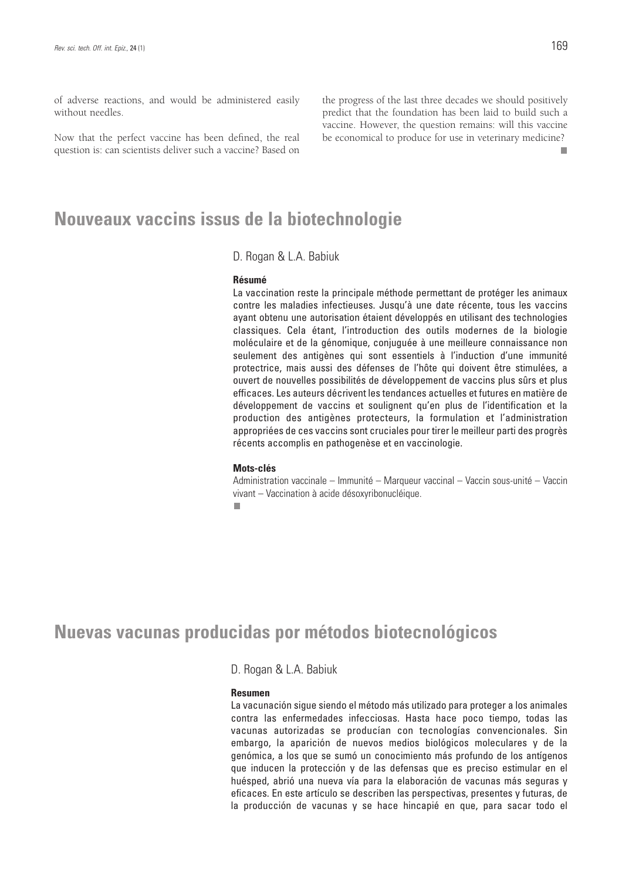of adverse reactions, and would be administered easily without needles.

Now that the perfect vaccine has been defined, the real question is: can scientists deliver such a vaccine? Based on the progress of the last three decades we should positively predict that the foundation has been laid to build such a vaccine. However, the question remains: will this vaccine be economical to produce for use in veterinary medicine?

■

# Nouveaux vaccins issus de la biotechnologie

D. Rogan & L.A. Babiuk

**Résumé**

La vaccination reste la principale méthode permettant de protéger les animaux contre les maladies infectieuses. Jusqu'à une date récente, tous les vaccins ayant obtenu une autorisation étaient développés en utilisant des technologies classiques. Cela étant, l'introduction des outils modernes de la biologie moléculaire et de la génomique, conjuguée à une meilleure connaissance non seulement des antigènes qui sont essentiels à l'induction d'une immunité protectrice, mais aussi des défenses de l'hôte qui doivent être stimulées, a ouvert de nouvelles possibilités de développement de vaccins plus sûrs et plus efficaces. Les auteurs décrivent les tendances actuelles et futures en matière de développement de vaccins et soulignent qu'en plus de l'identification et la production des antigènes protecteurs, la formulation et l'administration appropriées de ces vaccins sont cruciales pour tirer le meilleur parti des progrès récents accomplis en pathogenèse et en vaccinologie.

**Mots-clés**

Administration vaccinale – Immunité – Marqueur vaccinal – Vaccin sous-unité – Vaccin vivant – Vaccination à acide désoxyribonucléique.

■

# Nuevas vacunas producidas por métodos biotecnológicos

D. Rogan & L.A. Babiuk

**Resumen**

La vacunación sigue siendo el método más utilizado para proteger a los animales contra las enfermedades infecciosas. Hasta hace poco tiempo, todas las vacunas autorizadas se producían con tecnologías convencionales. Sin embargo, la aparición de nuevos medios biológicos moleculares y de la genómica, a los que se sumó un conocimiento más profundo de los antígenos que inducen la protección y de las defensas que es preciso estimular en el huésped, abrió una nueva vía para la elaboración de vacunas más seguras y eficaces. En este artículo se describen las perspectivas, presentes y futuras, de la producción de vacunas y se hace hincapié en que, para sacar todo el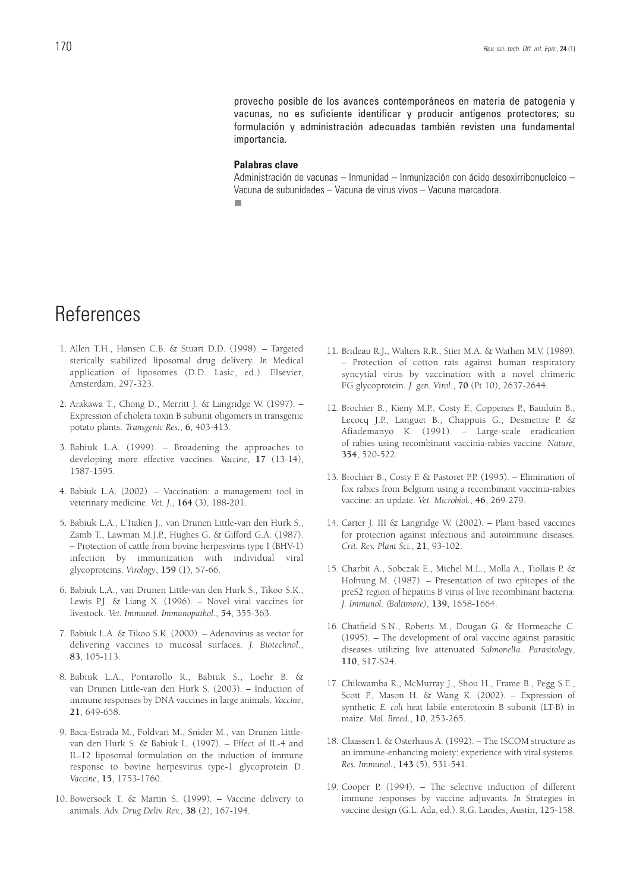provecho posible de los avances contemporáneos en materia de patogenia y vacunas, no es suficiente identificar y producir antígenos protectores; su formulación y administración adecuadas también revisten una fundamental importancia.

**Palabras clave**

Administración de vacunas – Inmunidad – Inmunización con ácido desoxirribonucleico – Vacuna de subunidades – Vacuna de virus vivos – Vacuna marcadora.

# References

1. Allen T.H., Hansen C.B. & Stuart D.D. (1998). – Targeted sterically stabilized liposomal drug delivery. *In* Medical application of liposomes (D.D. Lasic, ed.). Elsevier, Amsterdam, 297-323.

2. Arakawa T., Chong D., Merritt J. & Langridge W. (1997). – Expression of cholera toxin B subunit oligomers in transgenic potato plants. *Transgenic Res.*, **6**, 403-413.

3. Babiuk L.A. (1999). – Broadening the approaches to developing more effective vaccines. *Vaccine*, **17** (13-14), 1587-1595.

4. Babiuk L.A. (2002). – Vaccination: a management tool in veterinary medicine. *Vet. J.*, **164** (3), 188-201.

5. Babiuk L.A., L'Italien J., van Drunen Little-van den Hurk S., Zamb T., Lawman M.J.P., Hughes G. & Gifford G.A. (1987). – Protection of cattle from bovine herpesvirus type I (BHV-1) infection by immunization with individual viral glycoproteins. *Virology*, **159** (1), 57-66.

6. Babiuk L.A., van Drunen Little-van den Hurk S., Tikoo S.K., Lewis P.J. & Liang X. (1996). – Novel viral vaccines for livestock. *Vet. Immunol. Immunopathol.*, **54**, 355-363.

7. Babiuk L.A. & Tikoo S.K. (2000). – Adenovirus as vector for delivering vaccines to mucosal surfaces. *J. Biotechnol.*, **83**, 105-113.

8. Babiuk L.A., Pontarollo R., Babiuk S., Loehr B. & van Drunen Little-van den Hurk S. (2003). – Induction of immune responses by DNA vaccines in large animals. *Vaccine*, **21**, 649-658.

9. Baca-Estrada M., Foldvari M., Snider M., van Drunen Little-van den Hurk S. & Babiuk L. (1997). – Effect of IL-4 and IL-12 liposomal formulation on the induction of immune response to bovine herpesvirus type-1 glycoprotein D. *Vaccine*, **15**, 1753-1760.

10. Bowersock T. & Martin S. (1999). – Vaccine delivery to animals. *Adv. Drug Deliv. Rev.*, **38** (2), 167-194.

11. Brideau R.J., Walters R.R., Stier M.A. & Wathen M.V. (1989). – Protection of cotton rats against human respiratory syncytial virus by vaccination with a novel chimeric FG glycoprotein. *J. gen. Virol.*, **70** (Pt 10), 2637-2644.

12. Brochier B., Kieny M.P., Costy F., Coppenes P., Bauduin B., Lecocq J.P., Languet B., Chappuis G., Desmettre P. & Afiademanyo K. (1991). – Large-scale eradication of rabies using recombinant vaccinia-rabies vaccine. *Nature*, **354**, 520-522.

13. Brochier B., Costy F. & Pastoret P.P. (1995). – Elimination of fox rabies from Belgium using a recombinant vaccinia-rabies vaccine: an update. *Vet. Microbiol.*, **46**, 269-279.

14. Carter J. III & Langridge W. (2002). – Plant based vaccines for protection against infectious and autoimmune diseases. *Crit. Rev. Plant Sci.*, **21**, 93-102.

15. Charbit A., Sobczak E., Michel M.L., Molla A., Tiollais P. & Hofnung M. (1987). – Presentation of two epitopes of the preS2 region of hepatitis B virus of live recombinant bacteria. *J. Immunol. (Baltimore)*, **139**, 1658-1664.

16. Chatfield S.N., Roberts M., Dougan G. & Hormeache C. (1995). – The development of oral vaccine against parasitic diseases utilizing live attenuated *Salmonella*. *Parasitology*, **110**, S17-S24.

17. Chikwamba R., McMurray J., Shou H., Frame B., Pegg S.E., Scott P., Mason H. & Wang K. (2002). – Expression of synthetic *E. coli* heat labile enterotoxin B subunit (LT-B) in maize. *Mol. Breed.*, **10**, 253-265.

18. Claassen I. & Osterhaus A. (1992). – The ISCOM structure as an immune-enhancing moiety: experience with viral systems. *Res. Immunol.*, **143** (5), 531-541.

19. Cooper P. (1994). – The selective induction of different immune responses by vaccine adjuvants. *In* Strategies in vaccine design (G.L. Ada, ed.). R.G. Landes, Austin, 125-158.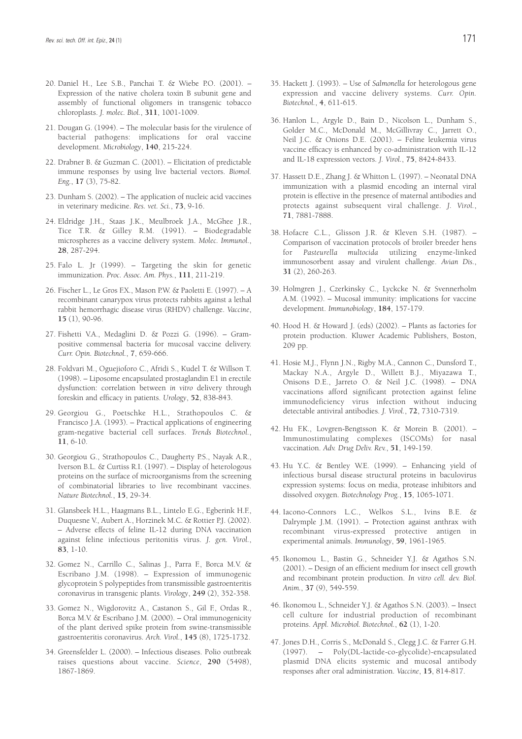20. Daniel H., Lee S.B., Panchai T. & Wiebe P.O. (2001). – Expression of the native cholera toxin B subunit gene and assembly of functional oligomers in transgenic tobacco chloroplasts. *J. molec. Biol.*, **311**, 1001-1009.

21. Dougan G. (1994). – The molecular basis for the virulence of bacterial pathogens: implications for oral vaccine development. *Microbiology*, **140**, 215-224.

22. Drabner B. & Guzman C. (2001). – Elicitation of predictable immune responses by using live bacterial vectors. *Biomol. Eng.*, **17** (3), 75-82.

23. Dunham S. (2002). – The application of nucleic acid vaccines in veterinary medicine. *Res. vet. Sci.*, **73**, 9-16.

24. Eldridge J.H., Staas J.K., Meulbroek J.A., McGhee J.R., Tice T.R. & Gilley R.M. (1991). – Biodegradable microspheres as a vaccine delivery system. *Molec. Immunol.*, **28**, 287-294.

25. Falo L. Jr (1999). – Targeting the skin for genetic immunization. *Proc. Assoc. Am. Phys.*, **111**, 211-219.

26. Fischer L., Le Gros F.X., Mason P.W. & Paoletti E. (1997). – A recombinant canarypox virus protects rabbits against a lethal rabbit hemorrhagic disease virus (RHDV) challenge. *Vaccine*, **15** (1), 90-96.

27. Fishetti V.A., Medaglini D. & Pozzi G. (1996). – Gram-positive commensal bacteria for mucosal vaccine delivery. *Curr. Opin. Biotechnol.*, **7**, 659-666.

28. Foldvari M., Oguejiofor C., Afridi S., Kudel T. & Willson T. (1998). – Liposome encapsulated prostaglandin E1 in erectile dysfunction: correlation between *in vitro* delivery through foreskin and efficacy in patients. *Urology*, **52**, 838-843.

29. Georgiou G., Poetschke H.L., Strathopoulos C. & Francisco J.A. (1993). – Practical applications of engineering gram-negative bacterial cell surfaces. *Trends Biotechnol.*, **11**, 6-10.

30. Georgiou G., Strathopoulos C., Daugherty P.S., Nayak A.R., Iverson B.L. & Curtiss R.I. (1997). – Display of heterologous proteins on the surface of microorganisms from the screening of combinatorial libraries to live recombinant vaccines. *Nature Biotechnol.*, **15**, 29-34.

31. Glansbeek H.L., Haagmans B.L., Lintelo E.G., Egberink H.F., Duquesne V., Aubert A., Horzinek M.C. & Rottier P.J. (2002). – Adverse effects of feline IL-12 during DNA vaccination against feline infectious peritonitis virus. *J. gen. Virol.*, **83**, 1-10.

32. Gomez N., Carrillo C., Salinas J., Parra F., Borca M.V. & Escribano J.M. (1998). – Expression of immunogenic glycoprotein S polypeptides from transmissible gastroenteritis coronavirus in transgenic plants. *Virology*, **249** (2), 352-358.

33. Gomez N., Wigdorovitz A., Castanon S., Gil F., Ordas R., Borca M.V. & Escribano J.M. (2000). – Oral immunogenicity of the plant derived spike protein from swine-transmissible gastroenteritis coronavirus. *Arch. Virol.*, **145** (8), 1725-1732.

34. Greensfelder L. (2000). – Infectious diseases. Polio outbreak raises questions about vaccine. *Science*, **290** (5498), 1867-1869.

35. Hackett J. (1993). – Use of *Salmonella* for heterologous gene expression and vaccine delivery systems. *Curr. Opin. Biotechnol.*, **4**, 611-615.

36. Hanlon L., Argyle D., Bain D., Nicolson L., Dunham S., Golder M.C., McDonald M., McGillivray C., Jarrett O., Neil J.C. & Onions D.E. (2001). – Feline leukemia virus vaccine efficacy is enhanced by co-administration with IL-12 and IL-18 expression vectors. *J. Virol.*, **75**, 8424-8433.

37. Hassett D.E., Zhang J. & Whitton L. (1997). – Neonatal DNA immunization with a plasmid encoding an internal viral protein is effective in the presence of maternal antibodies and protects against subsequent viral challenge. *J. Virol.*, **71**, 7881-7888.

38. Hofacre C.L., Glisson J.R. & Kleven S.H. (1987). – Comparison of vaccination protocols of broiler breeder hens for *Pasteurella multocida* utilizing enzyme-linked immunosorbent assay and virulent challenge. *Avian Dis.*, **31** (2), 260-263.

39. Holmgren J., Czerkinsky C., Lyckcke N. & Svennerholm A.M. (1992). – Mucosal immunity: implications for vaccine development. *Immunobiology*, **184**, 157-179.

40. Hood H. & Howard J. (eds) (2002). – Plants as factories for protein production. Kluwer Academic Publishers, Boston, 209 pp.

41. Hosie M.J., Flynn J.N., Rigby M.A., Cannon C., Dunsford T., Mackay N.A., Argyle D., Willett B.J., Miyazawa T., Onisons D.E., Jarreto O. & Neil J.C. (1998). – DNA vaccinations afford significant protection against feline immunodeficiency virus infection without inducing detectable antiviral antibodies. *J. Virol.*, **72**, 7310-7319.

42. Hu F.K., Lovgren-Bengtsson K. & Morein B. (2001). – Immunostimulating complexes (ISCOMs) for nasal vaccination. *Adv. Drug Deliv. Rev.*, **51**, 149-159.

43. Hu Y.C. & Bentley W.E. (1999). – Enhancing yield of infectious bursal disease structural proteins in baculovirus expression systems: focus on media, protease inhibitors and dissolved oxygen. *Biotechnology Prog.*, **15**, 1065-1071.

44. Iacono-Connors L.C., Welkos S.L., Ivins B.E. & Dalrymple J.M. (1991). – Protection against anthrax with recombinant virus-expressed protective antigen in experimental animals. *Immunology*, **59**, 1961-1965.

45. Ikonomou L., Bastin G., Schneider Y.J. & Agathos S.N. (2001). – Design of an efficient medium for insect cell growth and recombinant protein production. *In vitro cell. dev. Biol. Anim.*, **37** (9), 549-559.

46. Ikonomou L., Schneider Y.J. & Agathos S.N. (2003). – Insect cell culture for industrial production of recombinant proteins. *Appl. Microbiol. Biotechnol.*, **62** (1), 1-20.

47. Jones D.H., Corris S., McDonald S., Clegg J.C. & Farrer G.H. (1997). – Poly(DL-lactide-co-glycolide)-encapsulated plasmid DNA elicits systemic and mucosal antibody responses after oral administration. *Vaccine*, **15**, 814-817.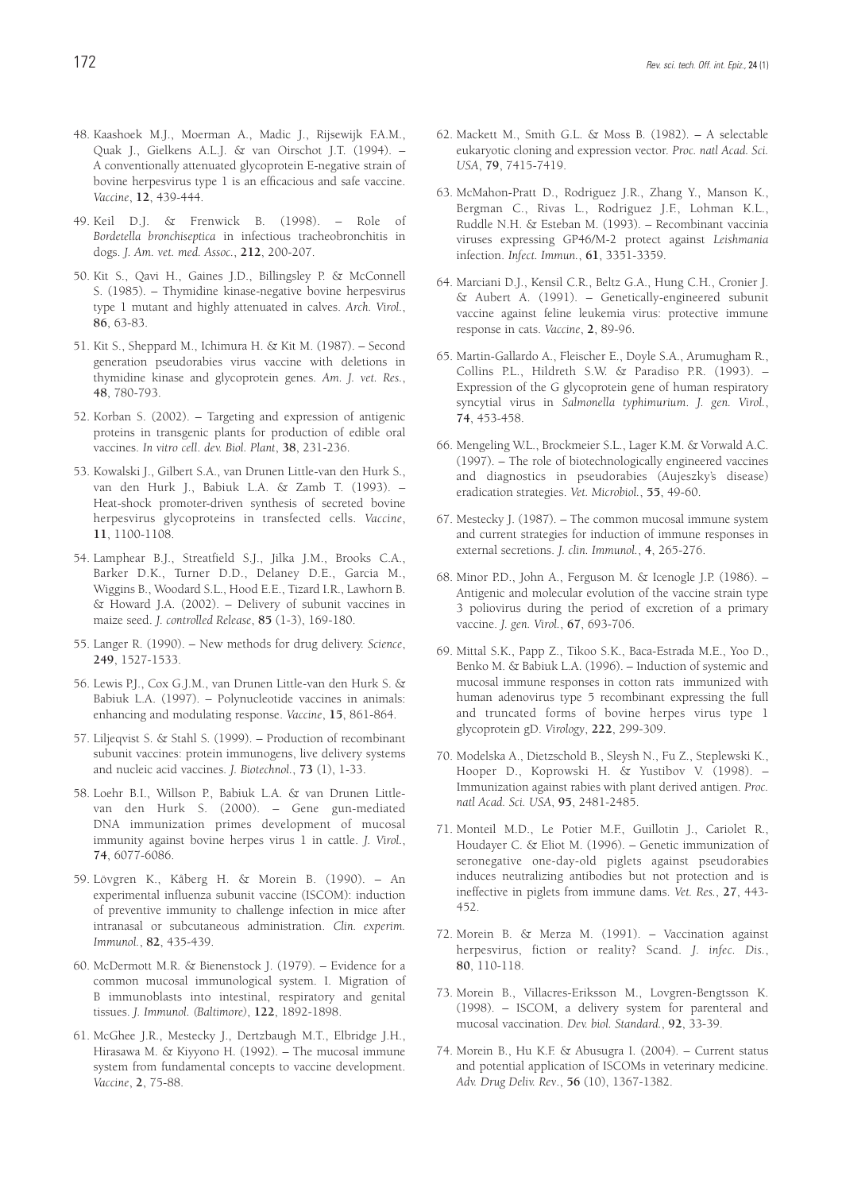48. Kaashoek M.J., Moerman A., Madic J., Rijsewijk F.A.M., Quak J., Gielkens A.L.J. & van Oirschot J.T. (1994). – A conventionally attenuated glycoprotein E-negative strain of bovine herpesvirus type 1 is an efficacious and safe vaccine. *Vaccine*, **12**, 439-444.

49. Keil D.J. & Frenwick B. (1998). – Role of *Bordetella bronchiseptica* in infectious tracheobronchitis in dogs. *J. Am. vet. med. Assoc.*, **212**, 200-207.

50. Kit S., Qavi H., Gaines J.D., Billingsley P. & McConnell S. (1985). – Thymidine kinase-negative bovine herpesvirus type 1 mutant and highly attenuated in calves. *Arch. Virol.*, **86**, 63-83.

51. Kit S., Sheppard M., Ichimura H. & Kit M. (1987). – Second generation pseudorabies virus vaccine with deletions in thymidine kinase and glycoprotein genes. *Am. J. vet. Res.*, **48**, 780-793.

52. Korban S. (2002). – Targeting and expression of antigenic proteins in transgenic plants for production of edible oral vaccines. *In vitro cell. dev. Biol. Plant*, **38**, 231-236.

53. Kowalski J., Gilbert S.A., van Drunen Little-van den Hurk S., van den Hurk J., Babiuk L.A. & Zamb T. (1993). – Heat-shock promoter-driven synthesis of secreted bovine herpesvirus glycoproteins in transfected cells. *Vaccine*, **11**, 1100-1108.

54. Lamphear B.J., Streatfield S.J., Jilka J.M., Brooks C.A., Barker D.K., Turner D.D., Delaney D.E., Garcia M., Wiggins B., Woodard S.L., Hood E.E., Tizard I.R., Lawhorn B. & Howard J.A. (2002). – Delivery of subunit vaccines in maize seed. *J. controlled Release*, **85** (1-3), 169-180.

55. Langer R. (1990). – New methods for drug delivery. *Science*, **249**, 1527-1533.

56. Lewis P.J., Cox G.J.M., van Drunen Little-van den Hurk S. & Babiuk L.A. (1997). – Polynucleotide vaccines in animals: enhancing and modulating response. *Vaccine*, **15**, 861-864.

57. Liljeqvist S. & Stahl S. (1999). – Production of recombinant subunit vaccines: protein immunogens, live delivery systems and nucleic acid vaccines. *J. Biotechnol.*, **73** (1), 1-33.

58. Loehr B.I., Willson P., Babiuk L.A. & van Drunen Little-van den Hurk S. (2000). – Gene gun-mediated DNA immunization primes development of mucosal immunity against bovine herpes virus 1 in cattle. *J. Virol.*, **74**, 6077-6086.

59. Lövgren K., Kåberg H. & Morein B. (1990). – An experimental influenza subunit vaccine (ISCOM): induction of preventive immunity to challenge infection in mice after intranasal or subcutaneous administration. *Clin. experim. Immunol.*, **82**, 435-439.

60. McDermott M.R. & Bienenstock J. (1979). – Evidence for a common mucosal immunological system. I. Migration of B immunoblasts into intestinal, respiratory and genital tissues. *J. Immunol. (Baltimore)*, **122**, 1892-1898.

61. McGhee J.R., Mestecky J., Dertzbaugh M.T., Elbridge J.H., Hirasawa M. & Kiyyono H. (1992). – The mucosal immune system from fundamental concepts to vaccine development. *Vaccine*, **2**, 75-88.

62. Mackett M., Smith G.L. & Moss B. (1982). – A selectable eukaryotic cloning and expression vector. *Proc. natl Acad. Sci. USA*, **79**, 7415-7419.

63. McMahon-Pratt D., Rodriguez J.R., Zhang Y., Manson K., Bergman C., Rivas L., Rodriguez J.F., Lohman K.L., Ruddle N.H. & Esteban M. (1993). – Recombinant vaccinia viruses expressing GP46/M-2 protect against *Leishmania* infection. *Infect. Immun.*, **61**, 3351-3359.

64. Marciani D.J., Kensil C.R., Beltz G.A., Hung C.H., Cronier J. & Aubert A. (1991). – Genetically-engineered subunit vaccine against feline leukemia virus: protective immune response in cats. *Vaccine*, **2**, 89-96.

65. Martin-Gallardo A., Fleischer E., Doyle S.A., Arumugham R., Collins P.L., Hildreth S.W. & Paradiso P.R. (1993). – Expression of the G glycoprotein gene of human respiratory syncytial virus in *Salmonella typhimurium*. *J. gen. Virol.*, **74**, 453-458.

66. Mengeling W.L., Brockmeier S.L., Lager K.M. & Vorwald A.C. (1997). – The role of biotechnologically engineered vaccines and diagnostics in pseudorabies (Aujeszky's disease) eradication strategies. *Vet. Microbiol.*, **55**, 49-60.

67. Mestecky J. (1987). – The common mucosal immune system and current strategies for induction of immune responses in external secretions. *J. clin. Immunol.*, **4**, 265-276.

68. Minor P.D., John A., Ferguson M. & Icenogle J.P. (1986). – Antigenic and molecular evolution of the vaccine strain type 3 poliovirus during the period of excretion of a primary vaccine. *J. gen. Virol.*, **67**, 693-706.

69. Mittal S.K., Papp Z., Tikoo S.K., Baca-Estrada M.E., Yoo D., Benko M. & Babiuk L.A. (1996). – Induction of systemic and mucosal immune responses in cotton rats immunized with human adenovirus type 5 recombinant expressing the full and truncated forms of bovine herpes virus type 1 glycoprotein gD. *Virology*, **222**, 299-309.

70. Modelska A., Dietzschold B., Sleysh N., Fu Z., Steplewski K., Hooper D., Koprowski H. & Yustibov V. (1998). – Immunization against rabies with plant derived antigen. *Proc. natl Acad. Sci. USA*, **95**, 2481-2485.

71. Monteil M.D., Le Potier M.F., Guillotin J., Cariolet R., Houdayer C. & Eliot M. (1996). – Genetic immunization of seronegative one-day-old piglets against pseudorabies induces neutralizing antibodies but not protection and is ineffective in piglets from immune dams. *Vet. Res.*, **27**, 443-452.

72. Morein B. & Merza M. (1991). – Vaccination against herpesvirus, fiction or reality? Scand. *J. infec. Dis.*, **80**, 110-118.

73. Morein B., Villacres-Eriksson M., Lovgren-Bengtsson K. (1998). – ISCOM, a delivery system for parenteral and mucosal vaccination. *Dev. biol. Standard.*, **92**, 33-39.

74. Morein B., Hu K.F. & Abusugra I. (2004). – Current status and potential application of ISCOMs in veterinary medicine. *Adv. Drug Deliv. Rev.*, **56** (10), 1367-1382.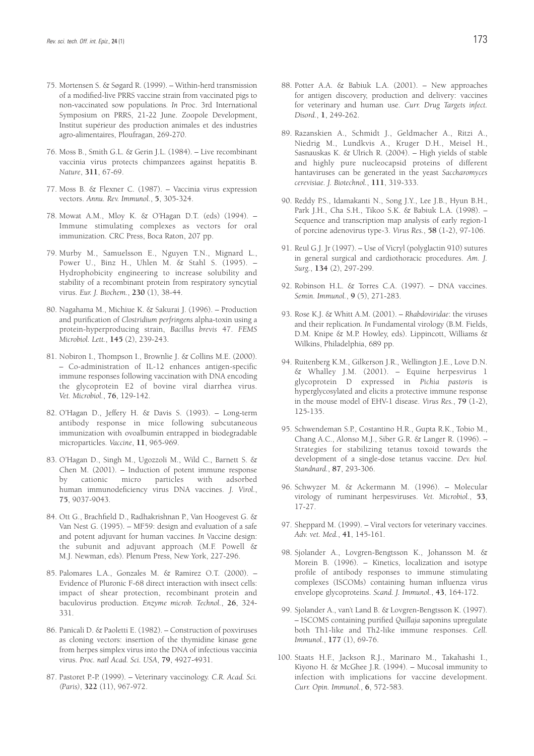75. Mortensen S. & Søgard R. (1999). – Within-herd transmission of a modified-live PRRS vaccine strain from vaccinated pigs to non-vaccinated sow populations. *In* Proc. 3rd International Symposium on PRRS, 21-22 June. Zoopole Development, Institut supérieur des production animales et des industries agro-alimentaires, Ploufragan, 269-270.

76. Moss B., Smith G.L. & Gerin J.L. (1984). – Live recombinant vaccinia virus protects chimpanzees against hepatitis B. *Nature*, **311**, 67-69.

77. Moss B. & Flexner C. (1987). – Vaccinia virus expression vectors. *Annu. Rev. Immunol.*, **5**, 305-324.

78. Mowat A.M., Mloy K. & O'Hagan D.T. (eds) (1994). – Immune stimulating complexes as vectors for oral immunization. CRC Press, Boca Raton, 207 pp.

79. Murby M., Samuelsson E., Nguyen T.N., Mignard L., Power U., Binz H., Uhlen M. & Stahl S. (1995). – Hydrophobicity engineering to increase solubility and stability of a recombinant protein from respiratory syncytial virus. *Eur. J. Biochem.*, **230** (1), 38-44.

80. Nagahama M., Michiue K. & Sakurai J. (1996). – Production and purification of *Clostridium perfringens* alpha-toxin using a protein-hyperproducing strain, *Bacillus brevis* 47. *FEMS Microbiol. Lett.*, **145** (2), 239-243.

81. Nobiron I., Thompson I., Brownlie J. & Collins M.E. (2000). – Co-administration of IL-12 enhances antigen-specific immune responses following vaccination with DNA encoding the glycoprotein E2 of bovine viral diarrhea virus. *Vet. Microbiol.*, **76**, 129-142.

82. O'Hagan D., Jeffery H. & Davis S. (1993). – Long-term antibody response in mice following subcutaneous immunization with ovoalbumin entrapped in biodegradable microparticles. *Vaccine*, **11**, 965-969.

83. O'Hagan D., Singh M., Ugozzoli M., Wild C., Barnett S. & Chen M. (2001). – Induction of potent immune response by cationic micro particles with adsorbed human immunodeficiency virus DNA vaccines. *J. Virol.*, **75**, 9037-9043.

84. Ott G., Brachfield D., Radhakrishnan P., Van Hoogevest G. & Van Nest G. (1995). – MF59: design and evaluation of a safe and potent adjuvant for human vaccines. *In* Vaccine design: the subunit and adjuvant approach (M.F. Powell & M.J. Newman, eds). Plenum Press, New York, 227-296.

85. Palomares L.A., Gonzales M. & Ramirez O.T. (2000). – Evidence of Pluronic F-68 direct interaction with insect cells: impact of shear protection, recombinant protein and baculovirus production. *Enzyme microb. Technol.*, **26**, 324-331.

86. Panicali D. & Paoletti E. (1982). – Construction of poxviruses as cloning vectors: insertion of the thymidine kinase gene from herpes simplex virus into the DNA of infectious vaccinia virus. *Proc. natl Acad. Sci. USA*, **79**, 4927-4931.

87. Pastoret P.-P. (1999). – Veterinary vaccinology. *C.R. Acad. Sci. (Paris)*, **322** (11), 967-972.

88. Potter A.A. & Babiuk L.A. (2001). – New approaches for antigen discovery, production and delivery: vaccines for veterinary and human use. *Curr. Drug Targets infect. Disord.*, **1**, 249-262.

89. Razanskien A., Schmidt J., Geldmacher A., Ritzi A., Niedrig M., Lundkvis A., Kruger D.H., Meisel H., Sasnauskas K. & Ulrich R. (2004). – High yields of stable and highly pure nucleocapsid proteins of different hantaviruses can be generated in the yeast *Saccharomyces cerevisiae*. *J. Biotechnol.*, **111**, 319-333.

90. Reddy P.S., Idamakanti N., Song J.Y., Lee J.B., Hyun B.H., Park J.H., Cha S.H., Tikoo S.K. & Babiuk L.A. (1998). – Sequence and transcription map analysis of early region-1 of porcine adenovirus type-3. *Virus Res.*, **58** (1-2), 97-106.

91. Reul G.J. Jr (1997). – Use of Vicryl (polyglactin 910) sutures in general surgical and cardiothoracic procedures. *Am. J. Surg.*, **134** (2), 297-299.

92. Robinson H.L. & Torres C.A. (1997). – DNA vaccines. *Semin. Immunol.*, **9** (5), 271-283.

93. Rose K.J. & Whitt A.M. (2001). – *Rhabdoviridae*: the viruses and their replication. *In* Fundamental virology (B.M. Fields, D.M. Knipe & M.P. Howley, eds). Lippincott, Williams & Wilkins, Philadelphia, 689 pp.

94. Ruitenberg K.M., Gilkerson J.R., Wellington J.E., Love D.N. & Whalley J.M. (2001). – Equine herpesvirus 1 glycoprotein D expressed in *Pichia pastoris* is hyperglycosylated and elicits a protective immune response in the mouse model of EHV-1 disease. *Virus Res.*, **79** (1-2), 125-135.

95. Schwendeman S.P., Costantino H.R., Gupta R.K., Tobio M., Chang A.C., Alonso M.J., Siber G.R. & Langer R. (1996). – Strategies for stabilizing tetanus toxoid towards the development of a single-dose tetanus vaccine. *Dev. biol. Standnard.*, **87**, 293-306.

96. Schwyzer M. & Ackermann M. (1996). – Molecular virology of ruminant herpesviruses. *Vet. Microbiol.*, **53**, 17-27.

97. Sheppard M. (1999). – Viral vectors for veterinary vaccines. *Adv. vet. Med.*, **41**, 145-161.

98. Sjolander A., Lovgren-Bengtsson K., Johansson M. & Morein B. (1996). – Kinetics, localization and isotype profile of antibody responses to immune stimulating complexes (ISCOMs) containing human influenza virus envelope glycoproteins. *Scand. J. Immunol.*, **43**, 164-172.

99. Sjolander A., van't Land B. & Lovgren-Bengtsson K. (1997). – ISCOMS containing purified *Quillaja* saponins upregulate both Th1-like and Th2-like immune responses. *Cell. Immunol.*, **177** (1), 69-76.

100. Staats H.F., Jackson R.J., Marinaro M., Takahashi I., Kiyono H. & McGhee J.R. (1994). – Mucosal immunity to infection with implications for vaccine development. *Curr. Opin. Immunol.*, **6**, 572-583.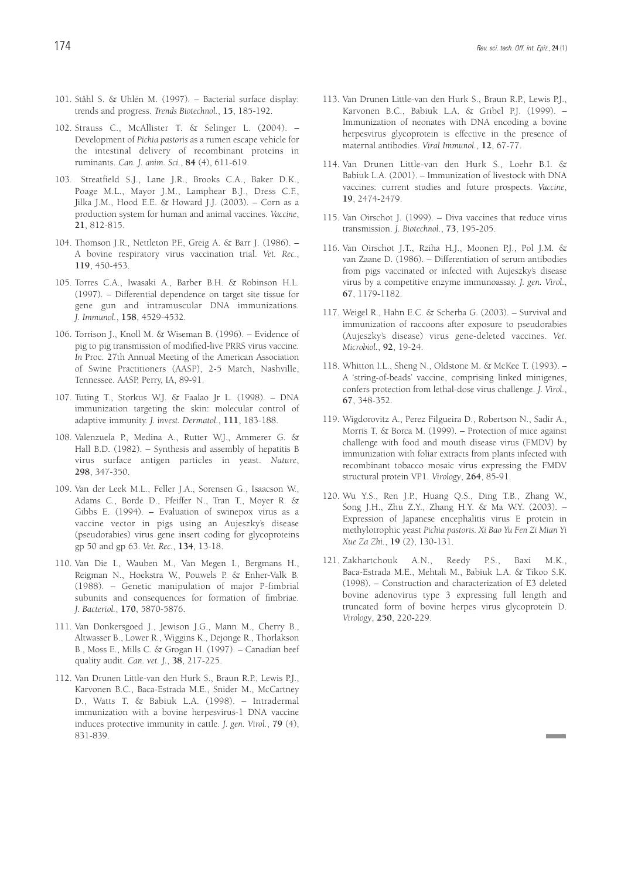101. Ståhl S. & Uhlén M. (1997). – Bacterial surface display: trends and progress. *Trends Biotechnol.*, **15**, 185-192.

102. Strauss C., McAllister T. & Selinger L. (2004). – Development of *Pichia pastoris* as a rumen escape vehicle for the intestinal delivery of recombinant proteins in ruminants. *Can. J. anim. Sci.*, **84** (4), 611-619.

103. Streatfield S.J., Lane J.R., Brooks C.A., Baker D.K., Poage M.L., Mayor J.M., Lamphear B.J., Dress C.F., Jilka J.M., Hood E.E. & Howard J.J. (2003). – Corn as a production system for human and animal vaccines. *Vaccine*, **21**, 812-815.

104. Thomson J.R., Nettleton P.F., Greig A. & Barr J. (1986). – A bovine respiratory virus vaccination trial. *Vet. Rec.*, **119**, 450-453.

105. Torres C.A., Iwasaki A., Barber B.H. & Robinson H.L. (1997). – Differential dependence on target site tissue for gene gun and intramuscular DNA immunizations. *J. Immunol.*, **158**, 4529-4532.

106. Torrison J., Knoll M. & Wiseman B. (1996). – Evidence of pig to pig transmission of modified-live PRRS virus vaccine. *In* Proc. 27th Annual Meeting of the American Association of Swine Practitioners (AASP), 2-5 March, Nashville, Tennessee. AASP, Perry, IA, 89-91.

107. Tuting T., Storkus W.J. & Faalao Jr L. (1998). – DNA immunization targeting the skin: molecular control of adaptive immunity. *J. invest. Dermatol.*, **111**, 183-188.

108. Valenzuela P., Medina A., Rutter W.J., Ammerer G. & Hall B.D. (1982). – Synthesis and assembly of hepatitis B virus surface antigen particles in yeast. *Nature*, **298**, 347-350.

109. Van der Leek M.L., Feller J.A., Sorensen G., Isaacson W., Adams C., Borde D., Pfeiffer N., Tran T., Moyer R. & Gibbs E. (1994). – Evaluation of swinepox virus as a vaccine vector in pigs using an Aujeszky's disease (pseudorabies) virus gene insert coding for glycoproteins gp 50 and gp 63. *Vet. Rec.*, **134**, 13-18.

110. Van Die I., Wauben M., Van Megen I., Bergmans H., Reigman N., Hoekstra W., Pouwels P. & Enher-Valk B. (1988). – Genetic manipulation of major P-fimbrial subunits and consequences for formation of fimbriae. *J. Bacteriol.*, **170**, 5870-5876.

111. Van Donkersgoed J., Jewison J.G., Mann M., Cherry B., Altwasser B., Lower R., Wiggins K., Dejonge R., Thorlakson B., Moss E., Mills C. & Grogan H. (1997). – Canadian beef quality audit. *Can. vet. J.*, **38**, 217-225.

112. Van Drunen Little-van den Hurk S., Braun R.P., Lewis P.J., Karvonen B.C., Baca-Estrada M.E., Snider M., McCartney D., Watts T. & Babiuk L.A. (1998). – Intradermal immunization with a bovine herpesvirus-1 DNA vaccine induces protective immunity in cattle. *J. gen. Virol.*, **79** (4), 831-839.

113. Van Drunen Little-van den Hurk S., Braun R.P., Lewis P.J., Karvonen B.C., Babiuk L.A. & Gribel P.J. (1999). – Immunization of neonates with DNA encoding a bovine herpesvirus glycoprotein is effective in the presence of maternal antibodies. *Viral Immunol.*, **12**, 67-77.

114. Van Drunen Little-van den Hurk S., Loehr B.I. & Babiuk L.A. (2001). – Immunization of livestock with DNA vaccines: current studies and future prospects. *Vaccine*, **19**, 2474-2479.

115. Van Oirschot J. (1999). – Diva vaccines that reduce virus transmission. *J. Biotechnol.*, **73**, 195-205.

116. Van Oirschot J.T., Rziha H.J., Moonen P.J., Pol J.M. & van Zaane D. (1986). – Differentiation of serum antibodies from pigs vaccinated or infected with Aujeszky's disease virus by a competitive enzyme immunoassay. *J. gen. Virol.*, **67**, 1179-1182.

117. Weigel R., Hahn E.C. & Scherba G. (2003). – Survival and immunization of raccoons after exposure to pseudorabies (Aujeszky's disease) virus gene-deleted vaccines. *Vet. Microbiol.*, **92**, 19-24.

118. Whitton I.L., Sheng N., Oldstone M. & McKee T. (1993). – A 'string-of-beads' vaccine, comprising linked minigenes, confers protection from lethal-dose virus challenge. *J. Virol.*, **67**, 348-352.

119. Wigdorovitz A., Perez Filgueira D., Robertson N., Sadir A., Morris T. & Borca M. (1999). – Protection of mice against challenge with food and mouth disease virus (FMDV) by immunization with foliar extracts from plants infected with recombinant tobacco mosaic virus expressing the FMDV structural protein VP1. *Virology*, **264**, 85-91.

120. Wu Y.S., Ren J.P., Huang Q.S., Ding T.B., Zhang W., Song J.H., Zhu Z.Y., Zhang H.Y. & Ma W.Y. (2003). – Expression of Japanese encephalitis virus E protein in methylotrophic yeast *Pichia pastoris*. *Xi Bao Yu Fen Zi Mian Yi Xue Za Zhi.*, **19** (2), 130-131.

121. Zakhartchouk A.N., Reedy P.S., Baxi M.K., Baca-Estrada M.E., Mehtali M., Babiuk L.A. & Tikoo S.K. (1998). – Construction and characterization of E3 deleted bovine adenovirus type 3 expressing full length and truncated form of bovine herpes virus glycoprotein D. *Virology*, **250**, 220-229.